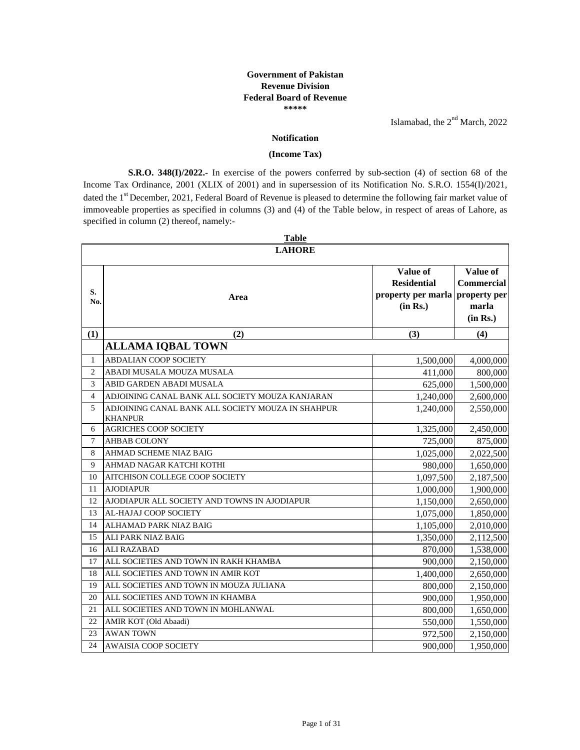**Government of Pakistan**
**Revenue Division**
**Federal Board of Revenue**
**\*\*\*\*\***

Islamabad, the 2nd March, 2022

**Notification**

**(Income Tax)**

**S.R.O. 348(I)/2022.-** In exercise of the powers conferred by sub-section (4) of section 68 of the Income Tax Ordinance, 2001 (XLIX of 2001) and in supersession of its Notification No. S.R.O. 1554(I)/2021, dated the 1st December, 2021, Federal Board of Revenue is pleased to determine the following fair market value of immoveable properties as specified in columns (3) and (4) of the Table below, in respect of areas of Lahore, as specified in column (2) thereof, namely:-

**Table**

**LAHORE**

| S. No. | Area | Value of Residential property per marla (in Rs.) | Value of Commercial property per marla (in Rs.) |
|---|---|---|---|
| (1) | (2) | (3) | (4) |
| | **ALLAMA IQBAL TOWN** | | |
| 1 | ABDALIAN COOP SOCIETY | 1,500,000 | 4,000,000 |
| 2 | ABADI MUSALA MOUZA MUSALA | 411,000 | 800,000 |
| 3 | ABID GARDEN ABADI MUSALA | 625,000 | 1,500,000 |
| 4 | ADJOINING CANAL BANK ALL SOCIETY MOUZA KANJARAN | 1,240,000 | 2,600,000 |
| 5 | ADJOINING CANAL BANK ALL SOCIETY MOUZA IN SHAHPUR KHANPUR | 1,240,000 | 2,550,000 |
| 6 | AGRICHES COOP SOCIETY | 1,325,000 | 2,450,000 |
| 7 | AHBAB COLONY | 725,000 | 875,000 |
| 8 | AHMAD SCHEME NIAZ BAIG | 1,025,000 | 2,022,500 |
| 9 | AHMAD NAGAR KATCHI KOTHI | 980,000 | 1,650,000 |
| 10 | AITCHISON COLLEGE COOP SOCIETY | 1,097,500 | 2,187,500 |
| 11 | AJODIAPUR | 1,000,000 | 1,900,000 |
| 12 | AJODIAPUR ALL SOCIETY AND TOWNS IN AJODIAPUR | 1,150,000 | 2,650,000 |
| 13 | AL-HAJAJ COOP SOCIETY | 1,075,000 | 1,850,000 |
| 14 | ALHAMAD PARK NIAZ BAIG | 1,105,000 | 2,010,000 |
| 15 | ALI PARK NIAZ BAIG | 1,350,000 | 2,112,500 |
| 16 | ALI RAZABAD | 870,000 | 1,538,000 |
| 17 | ALL SOCIETIES AND TOWN IN RAKH KHAMBA | 900,000 | 2,150,000 |
| 18 | ALL SOCIETIES AND TOWN IN AMIR KOT | 1,400,000 | 2,650,000 |
| 19 | ALL SOCIETIES AND TOWN IN MOUZA JULIANA | 800,000 | 2,150,000 |
| 20 | ALL SOCIETIES AND TOWN IN KHAMBA | 900,000 | 1,950,000 |
| 21 | ALL SOCIETIES AND TOWN IN MOHLANWAL | 800,000 | 1,650,000 |
| 22 | AMIR KOT (Old Abaadi) | 550,000 | 1,550,000 |
| 23 | AWAN TOWN | 972,500 | 2,150,000 |
| 24 | AWAISIA COOP SOCIETY | 900,000 | 1,950,000 |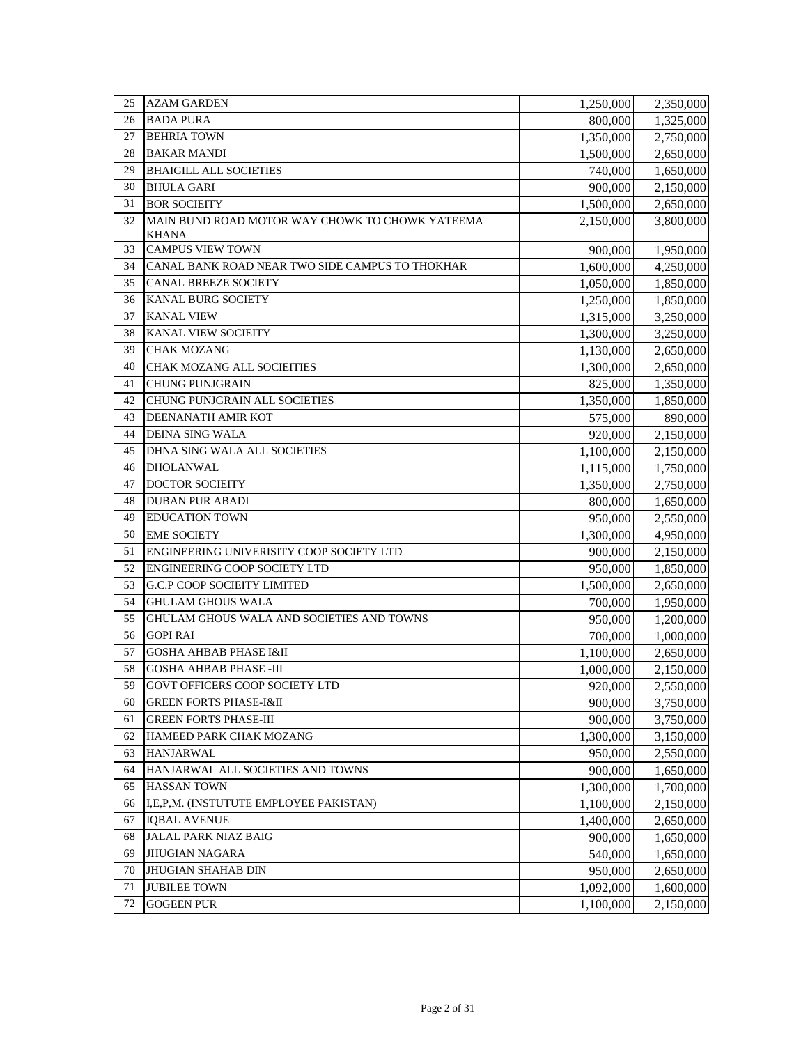| 25 | AZAM GARDEN | 1,250,000 | 2,350,000 |
|---|---|---|---|
| 26 | BADA PURA | 800,000 | 1,325,000 |
| 27 | BEHRIA TOWN | 1,350,000 | 2,750,000 |
| 28 | BAKAR MANDI | 1,500,000 | 2,650,000 |
| 29 | BHAIGILL ALL SOCIETIES | 740,000 | 1,650,000 |
| 30 | BHULA GARI | 900,000 | 2,150,000 |
| 31 | BOR SOCIEITY | 1,500,000 | 2,650,000 |
| 32 | MAIN BUND ROAD MOTOR WAY CHOWK TO CHOWK YATEEMA KHANA | 2,150,000 | 3,800,000 |
| 33 | CAMPUS VIEW TOWN | 900,000 | 1,950,000 |
| 34 | CANAL BANK ROAD NEAR TWO SIDE CAMPUS TO THOKHAR | 1,600,000 | 4,250,000 |
| 35 | CANAL BREEZE SOCIETY | 1,050,000 | 1,850,000 |
| 36 | KANAL BURG SOCIETY | 1,250,000 | 1,850,000 |
| 37 | KANAL VIEW | 1,315,000 | 3,250,000 |
| 38 | KANAL VIEW SOCIEITY | 1,300,000 | 3,250,000 |
| 39 | CHAK MOZANG | 1,130,000 | 2,650,000 |
| 40 | CHAK MOZANG ALL SOCIEITIES | 1,300,000 | 2,650,000 |
| 41 | CHUNG PUNJGRAIN | 825,000 | 1,350,000 |
| 42 | CHUNG PUNJGRAIN ALL SOCIETIES | 1,350,000 | 1,850,000 |
| 43 | DEENANATH AMIR KOT | 575,000 | 890,000 |
| 44 | DEINA SING WALA | 920,000 | 2,150,000 |
| 45 | DHNA SING WALA ALL SOCIETIES | 1,100,000 | 2,150,000 |
| 46 | DHOLANWAL | 1,115,000 | 1,750,000 |
| 47 | DOCTOR SOCIEITY | 1,350,000 | 2,750,000 |
| 48 | DUBAN PUR ABADI | 800,000 | 1,650,000 |
| 49 | EDUCATION TOWN | 950,000 | 2,550,000 |
| 50 | EME SOCIETY | 1,300,000 | 4,950,000 |
| 51 | ENGINEERING UNIVERISITY COOP SOCIETY LTD | 900,000 | 2,150,000 |
| 52 | ENGINEERING COOP SOCIETY LTD | 950,000 | 1,850,000 |
| 53 | G.C.P COOP SOCIEITY LIMITED | 1,500,000 | 2,650,000 |
| 54 | GHULAM GHOUS WALA | 700,000 | 1,950,000 |
| 55 | GHULAM GHOUS WALA AND SOCIETIES AND TOWNS | 950,000 | 1,200,000 |
| 56 | GOPI RAI | 700,000 | 1,000,000 |
| 57 | GOSHA AHBAB PHASE I&II | 1,100,000 | 2,650,000 |
| 58 | GOSHA AHBAB PHASE -III | 1,000,000 | 2,150,000 |
| 59 | GOVT OFFICERS COOP SOCIETY LTD | 920,000 | 2,550,000 |
| 60 | GREEN FORTS PHASE-I&II | 900,000 | 3,750,000 |
| 61 | GREEN FORTS PHASE-III | 900,000 | 3,750,000 |
| 62 | HAMEED PARK CHAK MOZANG | 1,300,000 | 3,150,000 |
| 63 | HANJARWAL | 950,000 | 2,550,000 |
| 64 | HANJARWAL ALL SOCIETIES AND TOWNS | 900,000 | 1,650,000 |
| 65 | HASSAN TOWN | 1,300,000 | 1,700,000 |
| 66 | I,E,P,M. (INSTUTUTE EMPLOYEE PAKISTAN) | 1,100,000 | 2,150,000 |
| 67 | IQBAL AVENUE | 1,400,000 | 2,650,000 |
| 68 | JALAL PARK NIAZ BAIG | 900,000 | 1,650,000 |
| 69 | JHUGIAN NAGARA | 540,000 | 1,650,000 |
| 70 | JHUGIAN SHAHAB DIN | 950,000 | 2,650,000 |
| 71 | JUBILEE TOWN | 1,092,000 | 1,600,000 |
| 72 | GOGEEN PUR | 1,100,000 | 2,150,000 |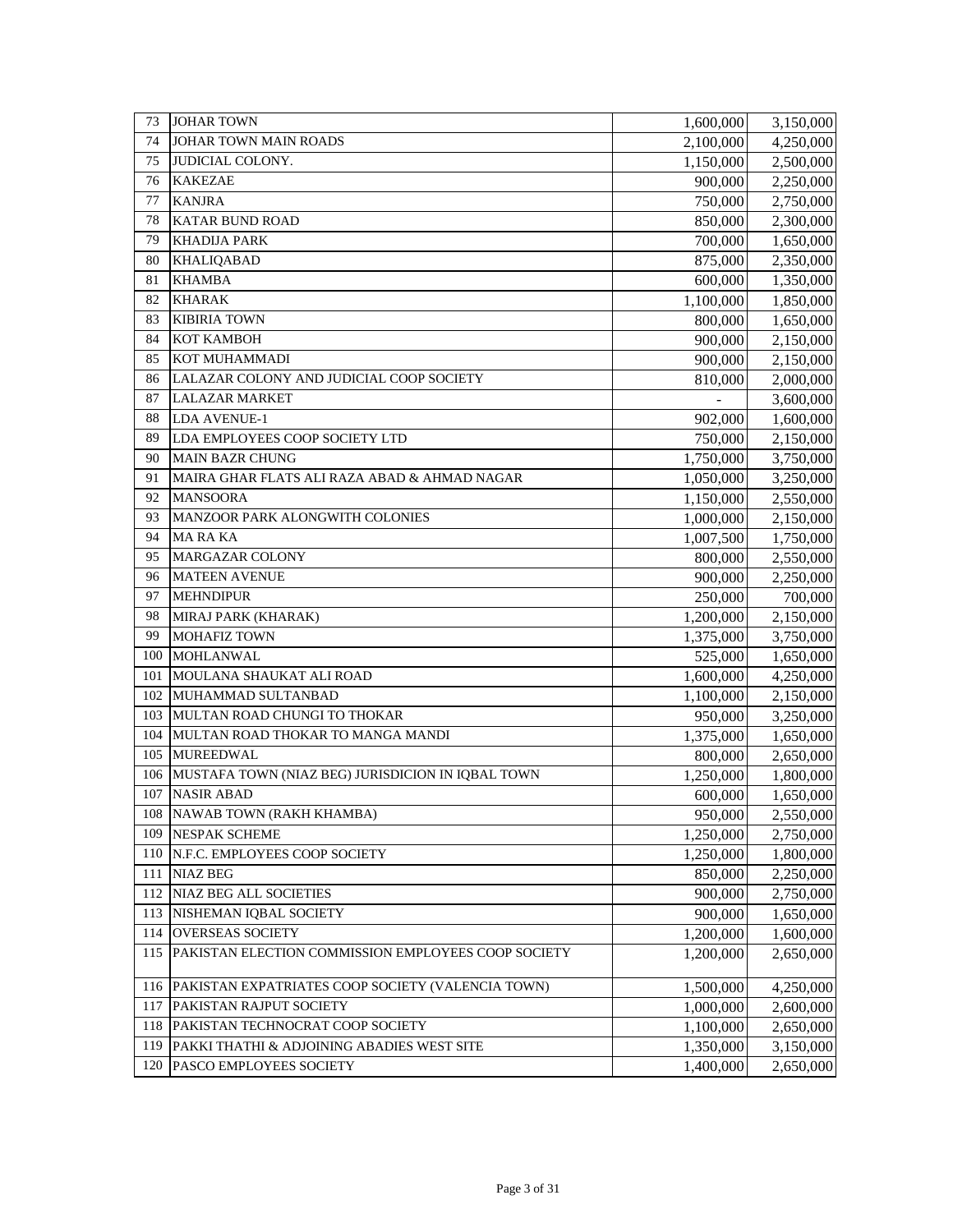| | | | |
|---|---|---|---|
| 73 | JOHAR TOWN | 1,600,000 | 3,150,000 |
| 74 | JOHAR TOWN MAIN ROADS | 2,100,000 | 4,250,000 |
| 75 | JUDICIAL COLONY. | 1,150,000 | 2,500,000 |
| 76 | KAKEZAE | 900,000 | 2,250,000 |
| 77 | KANJRA | 750,000 | 2,750,000 |
| 78 | KATAR BUND ROAD | 850,000 | 2,300,000 |
| 79 | KHADIJA PARK | 700,000 | 1,650,000 |
| 80 | KHALIQABAD | 875,000 | 2,350,000 |
| 81 | KHAMBA | 600,000 | 1,350,000 |
| 82 | KHARAK | 1,100,000 | 1,850,000 |
| 83 | KIBIRIA TOWN | 800,000 | 1,650,000 |
| 84 | KOT KAMBOH | 900,000 | 2,150,000 |
| 85 | KOT MUHAMMADI | 900,000 | 2,150,000 |
| 86 | LALAZAR COLONY AND JUDICIAL COOP SOCIETY | 810,000 | 2,000,000 |
| 87 | LALAZAR MARKET | - | 3,600,000 |
| 88 | LDA AVENUE-1 | 902,000 | 1,600,000 |
| 89 | LDA EMPLOYEES COOP SOCIETY LTD | 750,000 | 2,150,000 |
| 90 | MAIN BAZR CHUNG | 1,750,000 | 3,750,000 |
| 91 | MAIRA GHAR FLATS ALI RAZA ABAD & AHMAD NAGAR | 1,050,000 | 3,250,000 |
| 92 | MANSOORA | 1,150,000 | 2,550,000 |
| 93 | MANZOOR PARK ALONGWITH COLONIES | 1,000,000 | 2,150,000 |
| 94 | MA RA KA | 1,007,500 | 1,750,000 |
| 95 | MARGAZAR COLONY | 800,000 | 2,550,000 |
| 96 | MATEEN AVENUE | 900,000 | 2,250,000 |
| 97 | MEHNDIPUR | 250,000 | 700,000 |
| 98 | MIRAJ PARK (KHARAK) | 1,200,000 | 2,150,000 |
| 99 | MOHAFIZ TOWN | 1,375,000 | 3,750,000 |
| 100 | MOHLANWAL | 525,000 | 1,650,000 |
| 101 | MOULANA SHAUKAT ALI ROAD | 1,600,000 | 4,250,000 |
| 102 | MUHAMMAD SULTANBAD | 1,100,000 | 2,150,000 |
| 103 | MULTAN ROAD CHUNGI TO THOKAR | 950,000 | 3,250,000 |
| 104 | MULTAN ROAD THOKAR TO MANGA MANDI | 1,375,000 | 1,650,000 |
| 105 | MUREEDWAL | 800,000 | 2,650,000 |
| 106 | MUSTAFA TOWN (NIAZ BEG) JURISDICION IN IQBAL TOWN | 1,250,000 | 1,800,000 |
| 107 | NASIR ABAD | 600,000 | 1,650,000 |
| 108 | NAWAB TOWN (RAKH KHAMBA) | 950,000 | 2,550,000 |
| 109 | NESPAK SCHEME | 1,250,000 | 2,750,000 |
| 110 | N.F.C. EMPLOYEES COOP SOCIETY | 1,250,000 | 1,800,000 |
| 111 | NIAZ BEG | 850,000 | 2,250,000 |
| 112 | NIAZ BEG ALL SOCIETIES | 900,000 | 2,750,000 |
| 113 | NISHEMAN IQBAL SOCIETY | 900,000 | 1,650,000 |
| 114 | OVERSEAS SOCIETY | 1,200,000 | 1,600,000 |
| 115 | PAKISTAN ELECTION COMMISSION EMPLOYEES COOP SOCIETY | 1,200,000 | 2,650,000 |
| 116 | PAKISTAN EXPATRIATES COOP SOCIETY (VALENCIA TOWN) | 1,500,000 | 4,250,000 |
| 117 | PAKISTAN RAJPUT SOCIETY | 1,000,000 | 2,600,000 |
| 118 | PAKISTAN TECHNOCRAT COOP SOCIETY | 1,100,000 | 2,650,000 |
| 119 | PAKKI THATHI & ADJOINING ABADIES WEST SITE | 1,350,000 | 3,150,000 |
| 120 | PASCO EMPLOYEES SOCIETY | 1,400,000 | 2,650,000 |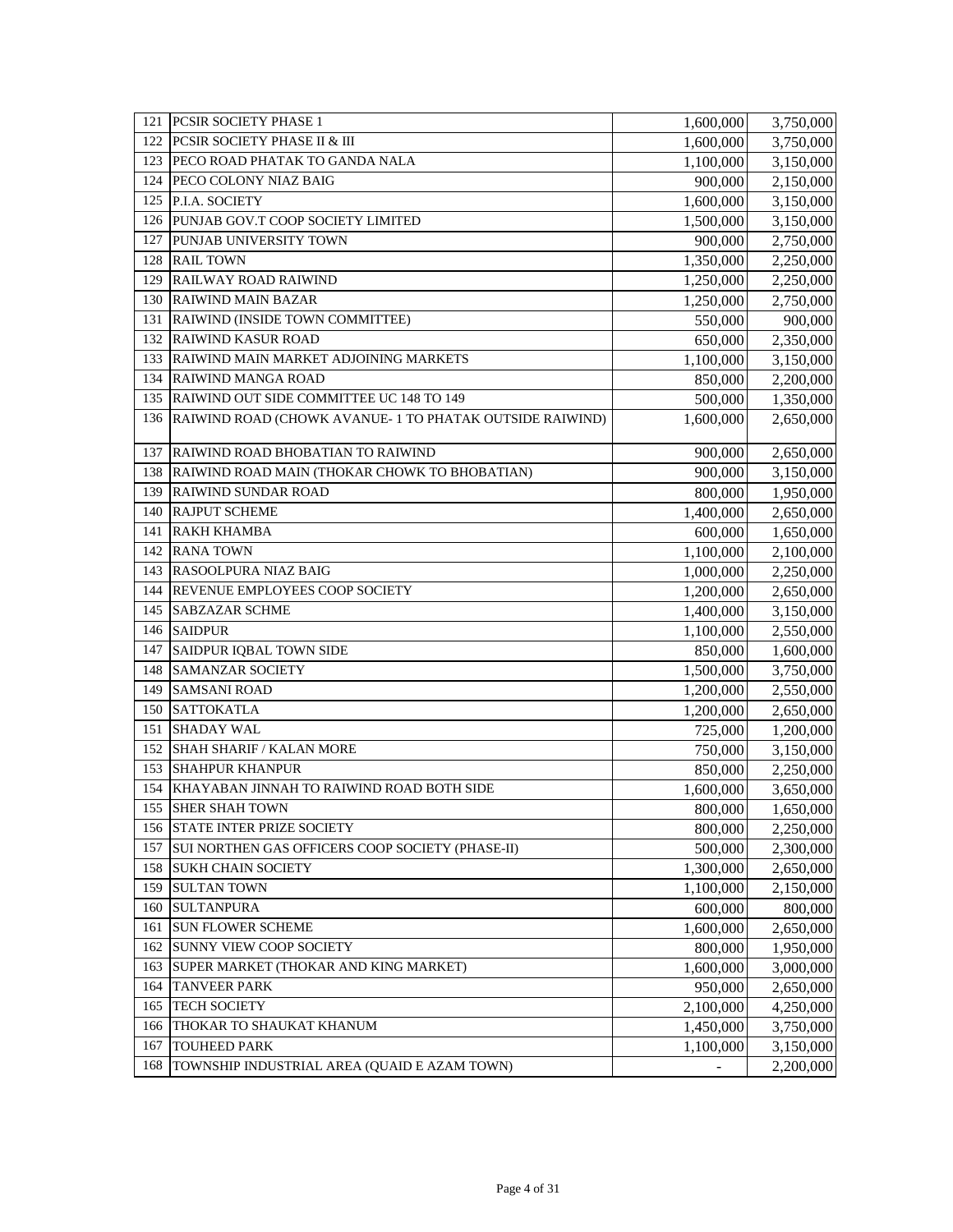| | | | |
|---|---|---|---|
| 121 | PCSIR SOCIETY PHASE 1 | 1,600,000 | 3,750,000 |
| 122 | PCSIR SOCIETY PHASE II & III | 1,600,000 | 3,750,000 |
| 123 | PECO ROAD PHATAK TO GANDA NALA | 1,100,000 | 3,150,000 |
| 124 | PECO COLONY NIAZ BAIG | 900,000 | 2,150,000 |
| 125 | P.I.A. SOCIETY | 1,600,000 | 3,150,000 |
| 126 | PUNJAB GOV.T COOP SOCIETY LIMITED | 1,500,000 | 3,150,000 |
| 127 | PUNJAB UNIVERSITY TOWN | 900,000 | 2,750,000 |
| 128 | RAIL TOWN | 1,350,000 | 2,250,000 |
| 129 | RAILWAY ROAD RAIWIND | 1,250,000 | 2,250,000 |
| 130 | RAIWIND MAIN BAZAR | 1,250,000 | 2,750,000 |
| 131 | RAIWIND (INSIDE TOWN COMMITTEE) | 550,000 | 900,000 |
| 132 | RAIWIND KASUR ROAD | 650,000 | 2,350,000 |
| 133 | RAIWIND MAIN MARKET ADJOINING MARKETS | 1,100,000 | 3,150,000 |
| 134 | RAIWIND MANGA ROAD | 850,000 | 2,200,000 |
| 135 | RAIWIND OUT SIDE COMMITTEE UC 148 TO 149 | 500,000 | 1,350,000 |
| 136 | RAIWIND ROAD (CHOWK AVANUE- 1 TO PHATAK OUTSIDE RAIWIND) | 1,600,000 | 2,650,000 |
| 137 | RAIWIND ROAD BHOBATIAN TO RAIWIND | 900,000 | 2,650,000 |
| 138 | RAIWIND ROAD MAIN (THOKAR CHOWK TO BHOBATIAN) | 900,000 | 3,150,000 |
| 139 | RAIWIND SUNDAR ROAD | 800,000 | 1,950,000 |
| 140 | RAJPUT SCHEME | 1,400,000 | 2,650,000 |
| 141 | RAKH KHAMBA | 600,000 | 1,650,000 |
| 142 | RANA TOWN | 1,100,000 | 2,100,000 |
| 143 | RASOOLPURA NIAZ BAIG | 1,000,000 | 2,250,000 |
| 144 | REVENUE EMPLOYEES COOP SOCIETY | 1,200,000 | 2,650,000 |
| 145 | SABZAZAR SCHME | 1,400,000 | 3,150,000 |
| 146 | SAIDPUR | 1,100,000 | 2,550,000 |
| 147 | SAIDPUR IQBAL TOWN SIDE | 850,000 | 1,600,000 |
| 148 | SAMANZAR SOCIETY | 1,500,000 | 3,750,000 |
| 149 | SAMSANI ROAD | 1,200,000 | 2,550,000 |
| 150 | SATTOKATLA | 1,200,000 | 2,650,000 |
| 151 | SHADAY WAL | 725,000 | 1,200,000 |
| 152 | SHAH SHARIF / KALAN MORE | 750,000 | 3,150,000 |
| 153 | SHAHPUR KHANPUR | 850,000 | 2,250,000 |
| 154 | KHAYABAN JINNAH TO RAIWIND ROAD BOTH SIDE | 1,600,000 | 3,650,000 |
| 155 | SHER SHAH TOWN | 800,000 | 1,650,000 |
| 156 | STATE INTER PRIZE SOCIETY | 800,000 | 2,250,000 |
| 157 | SUI NORTHEN GAS OFFICERS COOP SOCIETY (PHASE-II) | 500,000 | 2,300,000 |
| 158 | SUKH CHAIN SOCIETY | 1,300,000 | 2,650,000 |
| 159 | SULTAN TOWN | 1,100,000 | 2,150,000 |
| 160 | SULTANPURA | 600,000 | 800,000 |
| 161 | SUN FLOWER SCHEME | 1,600,000 | 2,650,000 |
| 162 | SUNNY VIEW COOP SOCIETY | 800,000 | 1,950,000 |
| 163 | SUPER MARKET (THOKAR AND KING MARKET) | 1,600,000 | 3,000,000 |
| 164 | TANVEER PARK | 950,000 | 2,650,000 |
| 165 | TECH SOCIETY | 2,100,000 | 4,250,000 |
| 166 | THOKAR TO SHAUKAT KHANUM | 1,450,000 | 3,750,000 |
| 167 | TOUHEED PARK | 1,100,000 | 3,150,000 |
| 168 | TOWNSHIP INDUSTRIAL AREA (QUAID E AZAM TOWN) | - | 2,200,000 |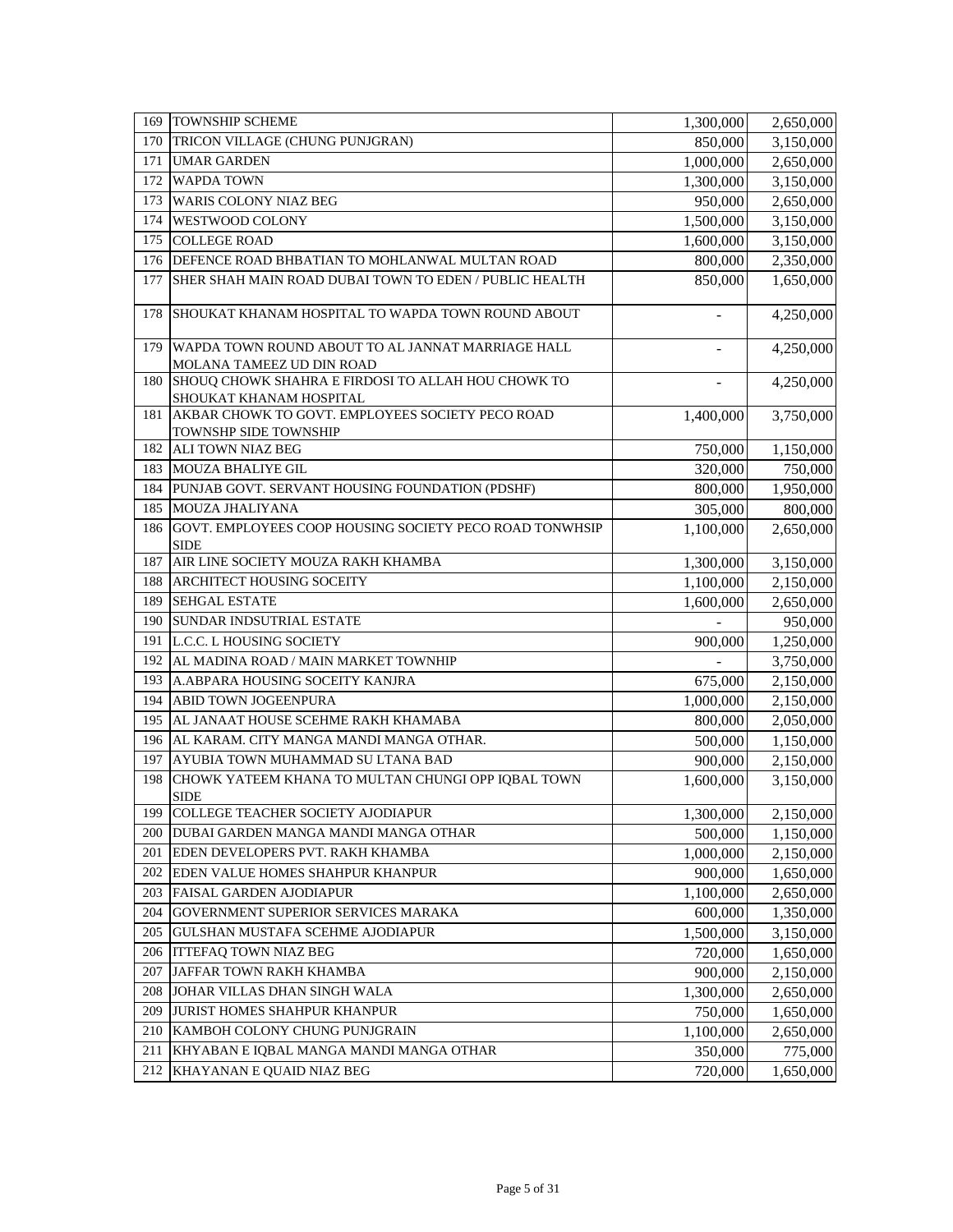| | | | |
|---|---|---|---|
| 169 | TOWNSHIP SCHEME | 1,300,000 | 2,650,000 |
| 170 | TRICON VILLAGE (CHUNG PUNJGRAN) | 850,000 | 3,150,000 |
| 171 | UMAR GARDEN | 1,000,000 | 2,650,000 |
| 172 | WAPDA TOWN | 1,300,000 | 3,150,000 |
| 173 | WARIS COLONY NIAZ BEG | 950,000 | 2,650,000 |
| 174 | WESTWOOD COLONY | 1,500,000 | 3,150,000 |
| 175 | COLLEGE ROAD | 1,600,000 | 3,150,000 |
| 176 | DEFENCE ROAD BHBATIAN TO MOHLANWAL MULTAN ROAD | 800,000 | 2,350,000 |
| 177 | SHER SHAH MAIN ROAD DUBAI TOWN TO EDEN / PUBLIC HEALTH | 850,000 | 1,650,000 |
| 178 | SHOUKAT KHANAM HOSPITAL TO WAPDA TOWN ROUND ABOUT | - | 4,250,000 |
| 179 | WAPDA TOWN ROUND ABOUT TO AL JANNAT MARRIAGE HALL MOLANA TAMEEZ UD DIN ROAD | - | 4,250,000 |
| 180 | SHOUQ CHOWK SHAHRA E FIRDOSI TO ALLAH HOU CHOWK TO SHOUKAT KHANAM HOSPITAL | - | 4,250,000 |
| 181 | AKBAR CHOWK TO GOVT. EMPLOYEES SOCIETY PECO ROAD TOWNSHP SIDE TOWNSHIP | 1,400,000 | 3,750,000 |
| 182 | ALI TOWN NIAZ BEG | 750,000 | 1,150,000 |
| 183 | MOUZA BHALIYE GIL | 320,000 | 750,000 |
| 184 | PUNJAB GOVT. SERVANT HOUSING FOUNDATION (PDSHF) | 800,000 | 1,950,000 |
| 185 | MOUZA JHALIYANA | 305,000 | 800,000 |
| 186 | GOVT. EMPLOYEES COOP HOUSING SOCIETY PECO ROAD TONWHSIP SIDE | 1,100,000 | 2,650,000 |
| 187 | AIR LINE SOCIETY MOUZA RAKH KHAMBA | 1,300,000 | 3,150,000 |
| 188 | ARCHITECT HOUSING SOCEITY | 1,100,000 | 2,150,000 |
| 189 | SEHGAL ESTATE | 1,600,000 | 2,650,000 |
| 190 | SUNDAR INDSUTRIAL ESTATE | - | 950,000 |
| 191 | L.C.C. L HOUSING SOCIETY | 900,000 | 1,250,000 |
| 192 | AL MADINA ROAD / MAIN MARKET TOWNHIP | - | 3,750,000 |
| 193 | A.ABPARA HOUSING SOCEITY KANJRA | 675,000 | 2,150,000 |
| 194 | ABID TOWN JOGEENPURA | 1,000,000 | 2,150,000 |
| 195 | AL JANAAT HOUSE SCEHME RAKH KHAMABA | 800,000 | 2,050,000 |
| 196 | AL KARAM. CITY MANGA MANDI MANGA OTHAR. | 500,000 | 1,150,000 |
| 197 | AYUBIA TOWN MUHAMMAD SU LTANA BAD | 900,000 | 2,150,000 |
| 198 | CHOWK YATEEM KHANA TO MULTAN CHUNGI OPP IQBAL TOWN SIDE | 1,600,000 | 3,150,000 |
| 199 | COLLEGE TEACHER SOCIETY AJODIAPUR | 1,300,000 | 2,150,000 |
| 200 | DUBAI GARDEN MANGA MANDI MANGA OTHAR | 500,000 | 1,150,000 |
| 201 | EDEN DEVELOPERS PVT. RAKH KHAMBA | 1,000,000 | 2,150,000 |
| 202 | EDEN VALUE HOMES SHAHPUR KHANPUR | 900,000 | 1,650,000 |
| 203 | FAISAL GARDEN AJODIAPUR | 1,100,000 | 2,650,000 |
| 204 | GOVERNMENT SUPERIOR SERVICES MARAKA | 600,000 | 1,350,000 |
| 205 | GULSHAN MUSTAFA SCEHME AJODIAPUR | 1,500,000 | 3,150,000 |
| 206 | ITTEFAQ TOWN NIAZ BEG | 720,000 | 1,650,000 |
| 207 | JAFFAR TOWN RAKH KHAMBA | 900,000 | 2,150,000 |
| 208 | JOHAR VILLAS DHAN SINGH WALA | 1,300,000 | 2,650,000 |
| 209 | JURIST HOMES SHAHPUR KHANPUR | 750,000 | 1,650,000 |
| 210 | KAMBOH COLONY CHUNG PUNJGRAIN | 1,100,000 | 2,650,000 |
| 211 | KHYABAN E IQBAL MANGA MANDI MANGA OTHAR | 350,000 | 775,000 |
| 212 | KHAYANAN E QUAID NIAZ BEG | 720,000 | 1,650,000 |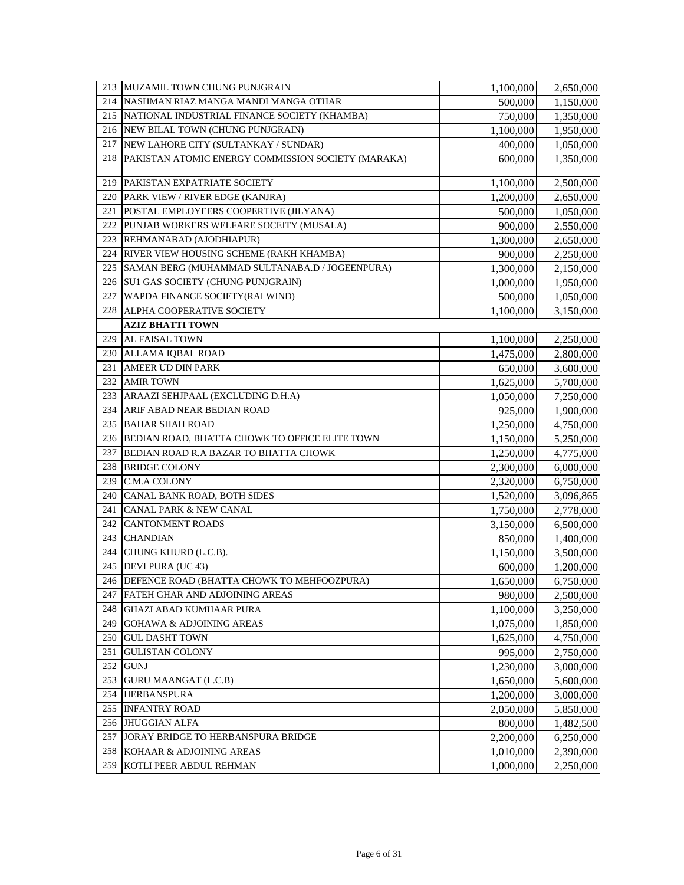| | | | |
|---|---|---|---|
| 213 | MUZAMIL TOWN CHUNG PUNJGRAIN | 1,100,000 | 2,650,000 |
| 214 | NASHMAN RIAZ MANGA MANDI MANGA OTHAR | 500,000 | 1,150,000 |
| 215 | NATIONAL INDUSTRIAL FINANCE SOCIETY (KHAMBA) | 750,000 | 1,350,000 |
| 216 | NEW BILAL TOWN (CHUNG PUNJGRAIN) | 1,100,000 | 1,950,000 |
| 217 | NEW LAHORE CITY (SULTANKAY / SUNDAR) | 400,000 | 1,050,000 |
| 218 | PAKISTAN ATOMIC ENERGY COMMISSION SOCIETY (MARAKA) | 600,000 | 1,350,000 |
| 219 | PAKISTAN EXPATRIATE SOCIETY | 1,100,000 | 2,500,000 |
| 220 | PARK VIEW / RIVER EDGE (KANJRA) | 1,200,000 | 2,650,000 |
| 221 | POSTAL EMPLOYEERS COOPERTIVE (JILYANA) | 500,000 | 1,050,000 |
| 222 | PUNJAB WORKERS WELFARE SOCEITY (MUSALA) | 900,000 | 2,550,000 |
| 223 | REHMANABAD (AJODHIAPUR) | 1,300,000 | 2,650,000 |
| 224 | RIVER VIEW HOUSING SCHEME (RAKH KHAMBA) | 900,000 | 2,250,000 |
| 225 | SAMAN BERG (MUHAMMAD SULTANABA.D / JOGEENPURA) | 1,300,000 | 2,150,000 |
| 226 | SU1 GAS SOCIETY (CHUNG PUNJGRAIN) | 1,000,000 | 1,950,000 |
| 227 | WAPDA FINANCE SOCIETY(RAI WIND) | 500,000 | 1,050,000 |
| 228 | ALPHA COOPERATIVE SOCIETY | 1,100,000 | 3,150,000 |
| | **AZIZ BHATTI TOWN** | | |
| 229 | AL FAISAL TOWN | 1,100,000 | 2,250,000 |
| 230 | ALLAMA IQBAL ROAD | 1,475,000 | 2,800,000 |
| 231 | AMEER UD DIN PARK | 650,000 | 3,600,000 |
| 232 | AMIR TOWN | 1,625,000 | 5,700,000 |
| 233 | ARAAZI SEHJPAAL (EXCLUDING D.H.A) | 1,050,000 | 7,250,000 |
| 234 | ARIF ABAD NEAR BEDIAN ROAD | 925,000 | 1,900,000 |
| 235 | BAHAR SHAH ROAD | 1,250,000 | 4,750,000 |
| 236 | BEDIAN ROAD, BHATTA CHOWK TO OFFICE ELITE TOWN | 1,150,000 | 5,250,000 |
| 237 | BEDIAN ROAD R.A BAZAR TO BHATTA CHOWK | 1,250,000 | 4,775,000 |
| 238 | BRIDGE COLONY | 2,300,000 | 6,000,000 |
| 239 | C.M.A COLONY | 2,320,000 | 6,750,000 |
| 240 | CANAL BANK ROAD, BOTH SIDES | 1,520,000 | 3,096,865 |
| 241 | CANAL PARK & NEW CANAL | 1,750,000 | 2,778,000 |
| 242 | CANTONMENT ROADS | 3,150,000 | 6,500,000 |
| 243 | CHANDIAN | 850,000 | 1,400,000 |
| 244 | CHUNG KHURD (L.C.B). | 1,150,000 | 3,500,000 |
| 245 | DEVI PURA (UC 43) | 600,000 | 1,200,000 |
| 246 | DEFENCE ROAD (BHATTA CHOWK TO MEHFOOZPURA) | 1,650,000 | 6,750,000 |
| 247 | FATEH GHAR AND ADJOINING AREAS | 980,000 | 2,500,000 |
| 248 | GHAZI ABAD KUMHAAR PURA | 1,100,000 | 3,250,000 |
| 249 | GOHAWA & ADJOINING AREAS | 1,075,000 | 1,850,000 |
| 250 | GUL DASHT TOWN | 1,625,000 | 4,750,000 |
| 251 | GULISTAN COLONY | 995,000 | 2,750,000 |
| 252 | GUNJ | 1,230,000 | 3,000,000 |
| 253 | GURU MAANGAT (L.C.B) | 1,650,000 | 5,600,000 |
| 254 | HERBANSPURA | 1,200,000 | 3,000,000 |
| 255 | INFANTRY ROAD | 2,050,000 | 5,850,000 |
| 256 | JHUGGIAN ALFA | 800,000 | 1,482,500 |
| 257 | JORAY BRIDGE TO HERBANSPURA BRIDGE | 2,200,000 | 6,250,000 |
| 258 | KOHAAR & ADJOINING AREAS | 1,010,000 | 2,390,000 |
| 259 | KOTLI PEER ABDUL REHMAN | 1,000,000 | 2,250,000 |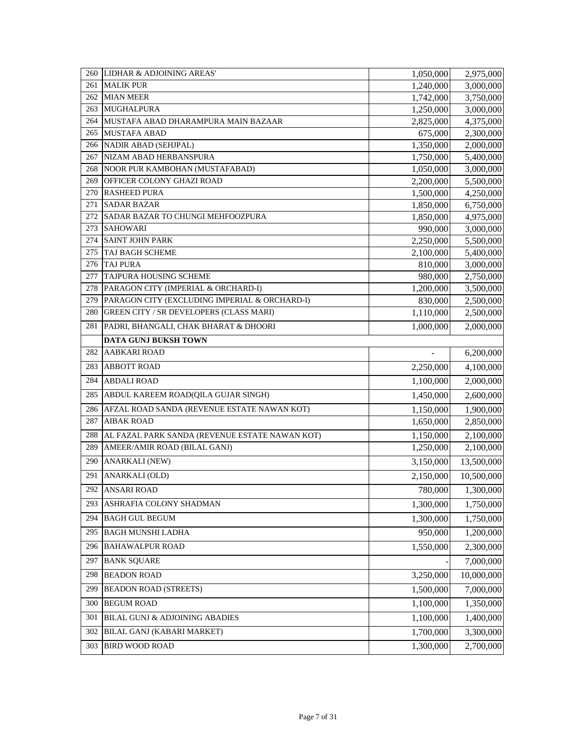| | | | |
|---|---|---|---|
| 260 | LIDHAR & ADJOINING AREAS' | 1,050,000 | 2,975,000 |
| 261 | MALIK PUR | 1,240,000 | 3,000,000 |
| 262 | MIAN MEER | 1,742,000 | 3,750,000 |
| 263 | MUGHALPURA | 1,250,000 | 3,000,000 |
| 264 | MUSTAFA ABAD DHARAMPURA MAIN BAZAAR | 2,825,000 | 4,375,000 |
| 265 | MUSTAFA ABAD | 675,000 | 2,300,000 |
| 266 | NADIR ABAD (SEHJPAL) | 1,350,000 | 2,000,000 |
| 267 | NIZAM ABAD HERBANSPURA | 1,750,000 | 5,400,000 |
| 268 | NOOR PUR KAMBOHAN (MUSTAFABAD) | 1,050,000 | 3,000,000 |
| 269 | OFFICER COLONY GHAZI ROAD | 2,200,000 | 5,500,000 |
| 270 | RASHEED PURA | 1,500,000 | 4,250,000 |
| 271 | SADAR BAZAR | 1,850,000 | 6,750,000 |
| 272 | SADAR BAZAR TO CHUNGI MEHFOOZPURA | 1,850,000 | 4,975,000 |
| 273 | SAHOWARI | 990,000 | 3,000,000 |
| 274 | SAINT JOHN PARK | 2,250,000 | 5,500,000 |
| 275 | TAJ BAGH SCHEME | 2,100,000 | 5,400,000 |
| 276 | TAJ PURA | 810,000 | 3,000,000 |
| 277 | TAJPURA HOUSING SCHEME | 980,000 | 2,750,000 |
| 278 | PARAGON CITY (IMPERIAL & ORCHARD-I) | 1,200,000 | 3,500,000 |
| 279 | PARAGON CITY (EXCLUDING IMPERIAL & ORCHARD-I) | 830,000 | 2,500,000 |
| 280 | GREEN CITY / SR DEVELOPERS (CLASS MARI) | 1,110,000 | 2,500,000 |
| 281 | PADRI, BHANGALI, CHAK BHARAT & DHOORI | 1,000,000 | 2,000,000 |
| | **DATA GUNJ BUKSH TOWN** | | |
| 282 | AABKARI ROAD | - | 6,200,000 |
| 283 | ABBOTT ROAD | 2,250,000 | 4,100,000 |
| 284 | ABDALI ROAD | 1,100,000 | 2,000,000 |
| 285 | ABDUL KAREEM ROAD(QILA GUJAR SINGH) | 1,450,000 | 2,600,000 |
| 286 | AFZAL ROAD SANDA (REVENUE ESTATE NAWAN KOT) | 1,150,000 | 1,900,000 |
| 287 | AIBAK ROAD | 1,650,000 | 2,850,000 |
| 288 | AL FAZAL PARK SANDA (REVENUE ESTATE NAWAN KOT) | 1,150,000 | 2,100,000 |
| 289 | AMEER/AMIR ROAD (BILAL GANJ) | 1,250,000 | 2,100,000 |
| 290 | ANARKALI (NEW) | 3,150,000 | 13,500,000 |
| 291 | ANARKALI (OLD) | 2,150,000 | 10,500,000 |
| 292 | ANSARI ROAD | 780,000 | 1,300,000 |
| 293 | ASHRAFIA COLONY SHADMAN | 1,300,000 | 1,750,000 |
| 294 | BAGH GUL BEGUM | 1,300,000 | 1,750,000 |
| 295 | BAGH MUNSHI LADHA | 950,000 | 1,200,000 |
| 296 | BAHAWALPUR ROAD | 1,550,000 | 2,300,000 |
| 297 | BANK SQUARE | - | 7,000,000 |
| 298 | BEADON ROAD | 3,250,000 | 10,000,000 |
| 299 | BEADON ROAD (STREETS) | 1,500,000 | 7,000,000 |
| 300 | BEGUM ROAD | 1,100,000 | 1,350,000 |
| 301 | BILAL GUNJ & ADJOINING ABADIES | 1,100,000 | 1,400,000 |
| 302 | BILAL GANJ (KABARI MARKET) | 1,700,000 | 3,300,000 |
| 303 | BIRD WOOD ROAD | 1,300,000 | 2,700,000 |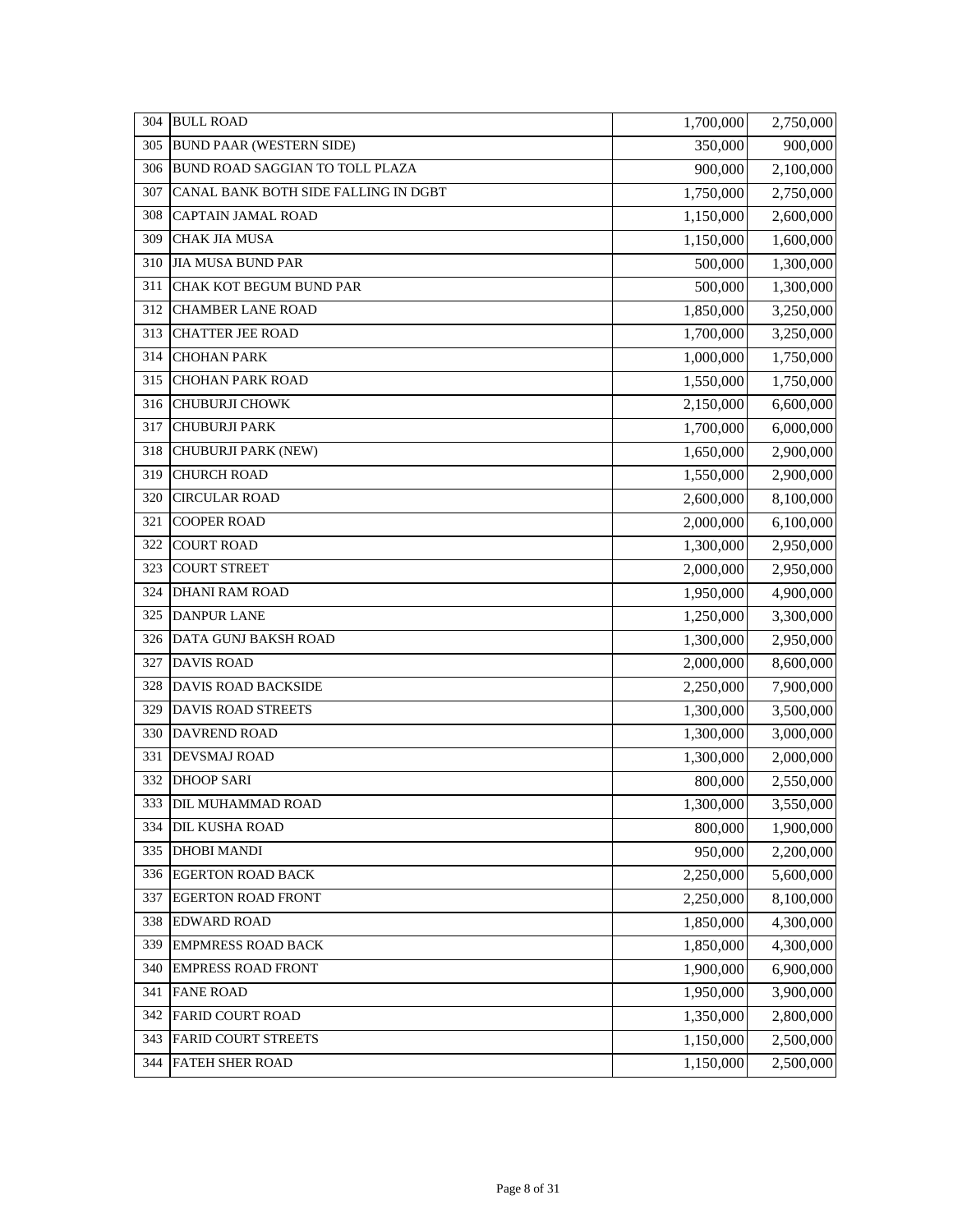| | | | |
|---|---|---|---|
| 304 | BULL ROAD | 1,700,000 | 2,750,000 |
| 305 | BUND PAAR (WESTERN SIDE) | 350,000 | 900,000 |
| 306 | BUND ROAD SAGGIAN TO TOLL PLAZA | 900,000 | 2,100,000 |
| 307 | CANAL BANK BOTH SIDE FALLING IN DGBT | 1,750,000 | 2,750,000 |
| 308 | CAPTAIN JAMAL ROAD | 1,150,000 | 2,600,000 |
| 309 | CHAK JIA MUSA | 1,150,000 | 1,600,000 |
| 310 | JIA MUSA BUND PAR | 500,000 | 1,300,000 |
| 311 | CHAK KOT BEGUM BUND PAR | 500,000 | 1,300,000 |
| 312 | CHAMBER LANE ROAD | 1,850,000 | 3,250,000 |
| 313 | CHATTER JEE ROAD | 1,700,000 | 3,250,000 |
| 314 | CHOHAN PARK | 1,000,000 | 1,750,000 |
| 315 | CHOHAN PARK ROAD | 1,550,000 | 1,750,000 |
| 316 | CHUBURJI CHOWK | 2,150,000 | 6,600,000 |
| 317 | CHUBURJI PARK | 1,700,000 | 6,000,000 |
| 318 | CHUBURJI PARK (NEW) | 1,650,000 | 2,900,000 |
| 319 | CHURCH ROAD | 1,550,000 | 2,900,000 |
| 320 | CIRCULAR ROAD | 2,600,000 | 8,100,000 |
| 321 | COOPER ROAD | 2,000,000 | 6,100,000 |
| 322 | COURT ROAD | 1,300,000 | 2,950,000 |
| 323 | COURT STREET | 2,000,000 | 2,950,000 |
| 324 | DHANI RAM ROAD | 1,950,000 | 4,900,000 |
| 325 | DANPUR LANE | 1,250,000 | 3,300,000 |
| 326 | DATA GUNJ BAKSH ROAD | 1,300,000 | 2,950,000 |
| 327 | DAVIS ROAD | 2,000,000 | 8,600,000 |
| 328 | DAVIS ROAD BACKSIDE | 2,250,000 | 7,900,000 |
| 329 | DAVIS ROAD STREETS | 1,300,000 | 3,500,000 |
| 330 | DAVREND ROAD | 1,300,000 | 3,000,000 |
| 331 | DEVSMAJ ROAD | 1,300,000 | 2,000,000 |
| 332 | DHOOP SARI | 800,000 | 2,550,000 |
| 333 | DIL MUHAMMAD ROAD | 1,300,000 | 3,550,000 |
| 334 | DIL KUSHA ROAD | 800,000 | 1,900,000 |
| 335 | DHOBI MANDI | 950,000 | 2,200,000 |
| 336 | EGERTON ROAD BACK | 2,250,000 | 5,600,000 |
| 337 | EGERTON ROAD FRONT | 2,250,000 | 8,100,000 |
| 338 | EDWARD ROAD | 1,850,000 | 4,300,000 |
| 339 | EMPMRESS ROAD BACK | 1,850,000 | 4,300,000 |
| 340 | EMPRESS ROAD FRONT | 1,900,000 | 6,900,000 |
| 341 | FANE ROAD | 1,950,000 | 3,900,000 |
| 342 | FARID COURT ROAD | 1,350,000 | 2,800,000 |
| 343 | FARID COURT STREETS | 1,150,000 | 2,500,000 |
| 344 | FATEH SHER ROAD | 1,150,000 | 2,500,000 |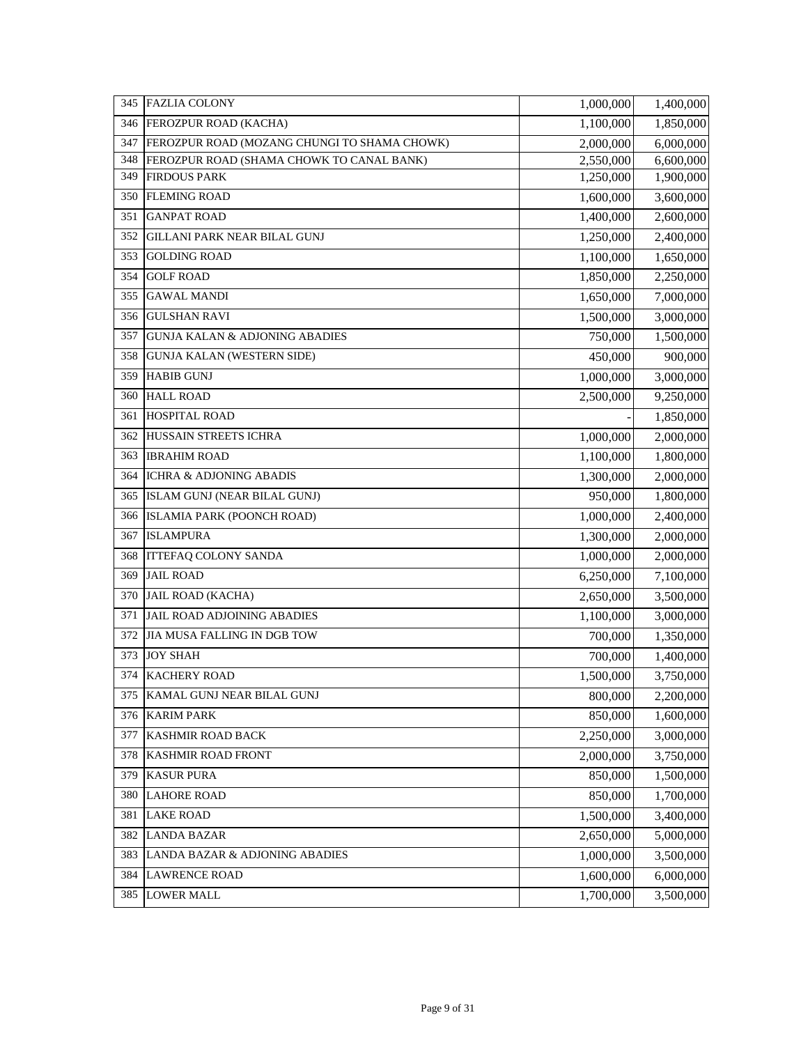| | | | |
|---|---|---|---|
| 345 | FAZLIA COLONY | 1,000,000 | 1,400,000 |
| 346 | FEROZPUR ROAD (KACHA) | 1,100,000 | 1,850,000 |
| 347 | FEROZPUR ROAD (MOZANG CHUNGI TO SHAMA CHOWK) | 2,000,000 | 6,000,000 |
| 348 | FEROZPUR ROAD (SHAMA CHOWK TO CANAL BANK) | 2,550,000 | 6,600,000 |
| 349 | FIRDOUS PARK | 1,250,000 | 1,900,000 |
| 350 | FLEMING ROAD | 1,600,000 | 3,600,000 |
| 351 | GANPAT ROAD | 1,400,000 | 2,600,000 |
| 352 | GILLANI PARK NEAR BILAL GUNJ | 1,250,000 | 2,400,000 |
| 353 | GOLDING ROAD | 1,100,000 | 1,650,000 |
| 354 | GOLF ROAD | 1,850,000 | 2,250,000 |
| 355 | GAWAL MANDI | 1,650,000 | 7,000,000 |
| 356 | GULSHAN RAVI | 1,500,000 | 3,000,000 |
| 357 | GUNJA KALAN & ADJONING ABADIES | 750,000 | 1,500,000 |
| 358 | GUNJA KALAN (WESTERN SIDE) | 450,000 | 900,000 |
| 359 | HABIB GUNJ | 1,000,000 | 3,000,000 |
| 360 | HALL ROAD | 2,500,000 | 9,250,000 |
| 361 | HOSPITAL ROAD | - | 1,850,000 |
| 362 | HUSSAIN STREETS ICHRA | 1,000,000 | 2,000,000 |
| 363 | IBRAHIM ROAD | 1,100,000 | 1,800,000 |
| 364 | ICHRA & ADJONING ABADIS | 1,300,000 | 2,000,000 |
| 365 | ISLAM GUNJ (NEAR BILAL GUNJ) | 950,000 | 1,800,000 |
| 366 | ISLAMIA PARK (POONCH ROAD) | 1,000,000 | 2,400,000 |
| 367 | ISLAMPURA | 1,300,000 | 2,000,000 |
| 368 | ITTEFAQ COLONY SANDA | 1,000,000 | 2,000,000 |
| 369 | JAIL ROAD | 6,250,000 | 7,100,000 |
| 370 | JAIL ROAD (KACHA) | 2,650,000 | 3,500,000 |
| 371 | JAIL ROAD ADJOINING ABADIES | 1,100,000 | 3,000,000 |
| 372 | JIA MUSA FALLING IN DGB TOW | 700,000 | 1,350,000 |
| 373 | JOY SHAH | 700,000 | 1,400,000 |
| 374 | KACHERY ROAD | 1,500,000 | 3,750,000 |
| 375 | KAMAL GUNJ NEAR BILAL GUNJ | 800,000 | 2,200,000 |
| 376 | KARIM PARK | 850,000 | 1,600,000 |
| 377 | KASHMIR ROAD BACK | 2,250,000 | 3,000,000 |
| 378 | KASHMIR ROAD FRONT | 2,000,000 | 3,750,000 |
| 379 | KASUR PURA | 850,000 | 1,500,000 |
| 380 | LAHORE ROAD | 850,000 | 1,700,000 |
| 381 | LAKE ROAD | 1,500,000 | 3,400,000 |
| 382 | LANDA BAZAR | 2,650,000 | 5,000,000 |
| 383 | LANDA BAZAR & ADJONING ABADIES | 1,000,000 | 3,500,000 |
| 384 | LAWRENCE ROAD | 1,600,000 | 6,000,000 |
| 385 | LOWER MALL | 1,700,000 | 3,500,000 |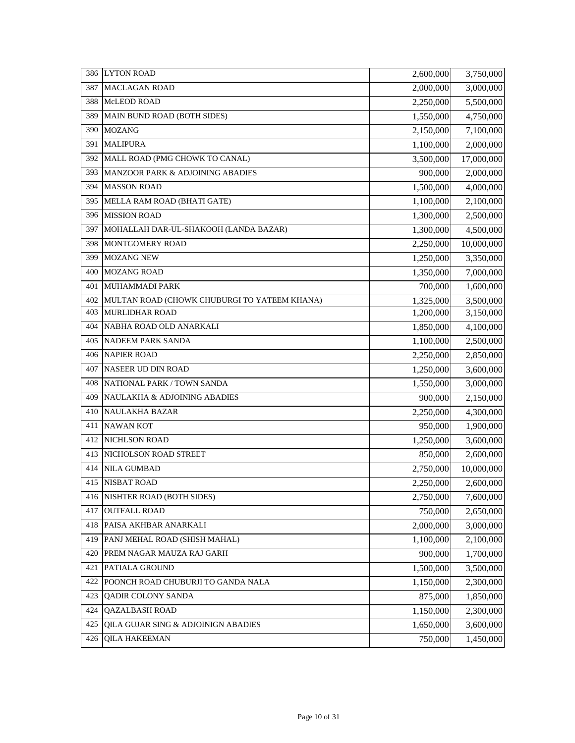| | | | |
|---|---|---|---|
| 386 | LYTON ROAD | 2,600,000 | 3,750,000 |
| 387 | MACLAGAN ROAD | 2,000,000 | 3,000,000 |
| 388 | McLEOD ROAD | 2,250,000 | 5,500,000 |
| 389 | MAIN BUND ROAD (BOTH SIDES) | 1,550,000 | 4,750,000 |
| 390 | MOZANG | 2,150,000 | 7,100,000 |
| 391 | MALIPURA | 1,100,000 | 2,000,000 |
| 392 | MALL ROAD (PMG CHOWK TO CANAL) | 3,500,000 | 17,000,000 |
| 393 | MANZOOR PARK & ADJOINING ABADIES | 900,000 | 2,000,000 |
| 394 | MASSON ROAD | 1,500,000 | 4,000,000 |
| 395 | MELLA RAM ROAD (BHATI GATE) | 1,100,000 | 2,100,000 |
| 396 | MISSION ROAD | 1,300,000 | 2,500,000 |
| 397 | MOHALLAH DAR-UL-SHAKOOH (LANDA BAZAR) | 1,300,000 | 4,500,000 |
| 398 | MONTGOMERY ROAD | 2,250,000 | 10,000,000 |
| 399 | MOZANG NEW | 1,250,000 | 3,350,000 |
| 400 | MOZANG ROAD | 1,350,000 | 7,000,000 |
| 401 | MUHAMMADI PARK | 700,000 | 1,600,000 |
| 402 | MULTAN ROAD (CHOWK CHUBURGI TO YATEEM KHANA) | 1,325,000 | 3,500,000 |
| 403 | MURLIDHAR ROAD | 1,200,000 | 3,150,000 |
| 404 | NABHA ROAD OLD ANARKALI | 1,850,000 | 4,100,000 |
| 405 | NADEEM PARK SANDA | 1,100,000 | 2,500,000 |
| 406 | NAPIER ROAD | 2,250,000 | 2,850,000 |
| 407 | NASEER UD DIN ROAD | 1,250,000 | 3,600,000 |
| 408 | NATIONAL PARK / TOWN SANDA | 1,550,000 | 3,000,000 |
| 409 | NAULAKHA & ADJOINING ABADIES | 900,000 | 2,150,000 |
| 410 | NAULAKHA BAZAR | 2,250,000 | 4,300,000 |
| 411 | NAWAN KOT | 950,000 | 1,900,000 |
| 412 | NICHLSON ROAD | 1,250,000 | 3,600,000 |
| 413 | NICHOLSON ROAD STREET | 850,000 | 2,600,000 |
| 414 | NILA GUMBAD | 2,750,000 | 10,000,000 |
| 415 | NISBAT ROAD | 2,250,000 | 2,600,000 |
| 416 | NISHTER ROAD (BOTH SIDES) | 2,750,000 | 7,600,000 |
| 417 | OUTFALL ROAD | 750,000 | 2,650,000 |
| 418 | PAISA AKHBAR ANARKALI | 2,000,000 | 3,000,000 |
| 419 | PANJ MEHAL ROAD (SHISH MAHAL) | 1,100,000 | 2,100,000 |
| 420 | PREM NAGAR MAUZA RAJ GARH | 900,000 | 1,700,000 |
| 421 | PATIALA GROUND | 1,500,000 | 3,500,000 |
| 422 | POONCH ROAD CHUBURJI TO GANDA NALA | 1,150,000 | 2,300,000 |
| 423 | QADIR COLONY SANDA | 875,000 | 1,850,000 |
| 424 | QAZALBASH ROAD | 1,150,000 | 2,300,000 |
| 425 | QILA GUJAR SING & ADJOINIGN ABADIES | 1,650,000 | 3,600,000 |
| 426 | QILA HAKEEMAN | 750,000 | 1,450,000 |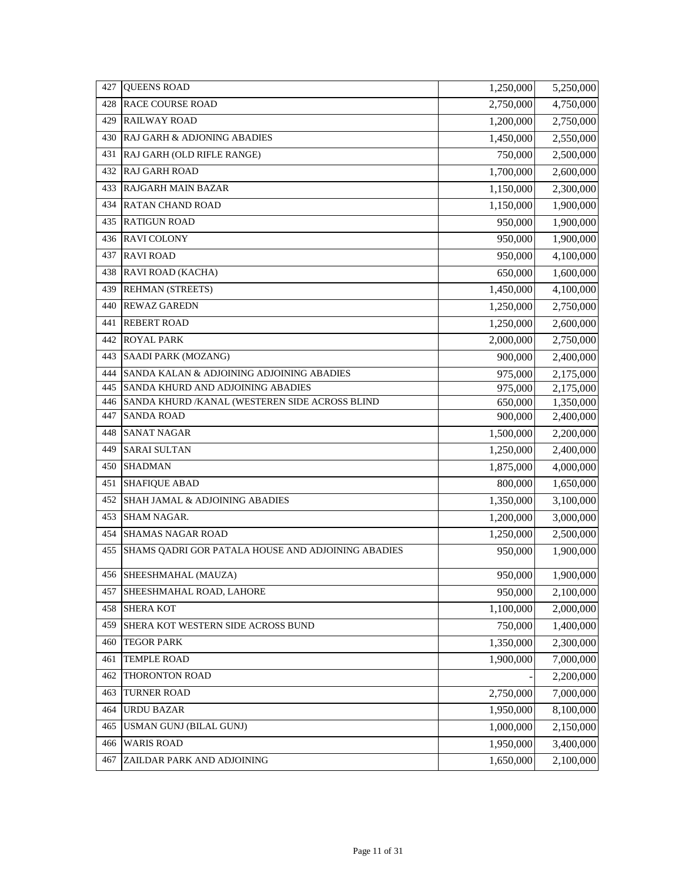| | | | |
|---|---|---|---|
| 427 | QUEENS ROAD | 1,250,000 | 5,250,000 |
| 428 | RACE COURSE ROAD | 2,750,000 | 4,750,000 |
| 429 | RAILWAY ROAD | 1,200,000 | 2,750,000 |
| 430 | RAJ GARH & ADJONING ABADIES | 1,450,000 | 2,550,000 |
| 431 | RAJ GARH (OLD RIFLE RANGE) | 750,000 | 2,500,000 |
| 432 | RAJ GARH ROAD | 1,700,000 | 2,600,000 |
| 433 | RAJGARH MAIN BAZAR | 1,150,000 | 2,300,000 |
| 434 | RATAN CHAND ROAD | 1,150,000 | 1,900,000 |
| 435 | RATIGUN ROAD | 950,000 | 1,900,000 |
| 436 | RAVI COLONY | 950,000 | 1,900,000 |
| 437 | RAVI ROAD | 950,000 | 4,100,000 |
| 438 | RAVI ROAD (KACHA) | 650,000 | 1,600,000 |
| 439 | REHMAN (STREETS) | 1,450,000 | 4,100,000 |
| 440 | REWAZ GAREDN | 1,250,000 | 2,750,000 |
| 441 | REBERT ROAD | 1,250,000 | 2,600,000 |
| 442 | ROYAL PARK | 2,000,000 | 2,750,000 |
| 443 | SAADI PARK (MOZANG) | 900,000 | 2,400,000 |
| 444 | SANDA KALAN & ADJOINING ADJOINING ABADIES | 975,000 | 2,175,000 |
| 445 | SANDA KHURD AND ADJOINING ABADIES | 975,000 | 2,175,000 |
| 446 | SANDA KHURD /KANAL (WESTEREN SIDE ACROSS BLIND | 650,000 | 1,350,000 |
| 447 | SANDA ROAD | 900,000 | 2,400,000 |
| 448 | SANAT NAGAR | 1,500,000 | 2,200,000 |
| 449 | SARAI SULTAN | 1,250,000 | 2,400,000 |
| 450 | SHADMAN | 1,875,000 | 4,000,000 |
| 451 | SHAFIQUE ABAD | 800,000 | 1,650,000 |
| 452 | SHAH JAMAL & ADJOINING ABADIES | 1,350,000 | 3,100,000 |
| 453 | SHAM NAGAR. | 1,200,000 | 3,000,000 |
| 454 | SHAMAS NAGAR ROAD | 1,250,000 | 2,500,000 |
| 455 | SHAMS QADRI GOR PATALA HOUSE AND ADJOINING ABADIES | 950,000 | 1,900,000 |
| 456 | SHEESHMAHAL (MAUZA) | 950,000 | 1,900,000 |
| 457 | SHEESHMAHAL ROAD, LAHORE | 950,000 | 2,100,000 |
| 458 | SHERA KOT | 1,100,000 | 2,000,000 |
| 459 | SHERA KOT WESTERN SIDE ACROSS BUND | 750,000 | 1,400,000 |
| 460 | TEGOR PARK | 1,350,000 | 2,300,000 |
| 461 | TEMPLE ROAD | 1,900,000 | 7,000,000 |
| 462 | THORONTON ROAD | - | 2,200,000 |
| 463 | TURNER ROAD | 2,750,000 | 7,000,000 |
| 464 | URDU BAZAR | 1,950,000 | 8,100,000 |
| 465 | USMAN GUNJ (BILAL GUNJ) | 1,000,000 | 2,150,000 |
| 466 | WARIS ROAD | 1,950,000 | 3,400,000 |
| 467 | ZAILDAR PARK AND ADJOINING | 1,650,000 | 2,100,000 |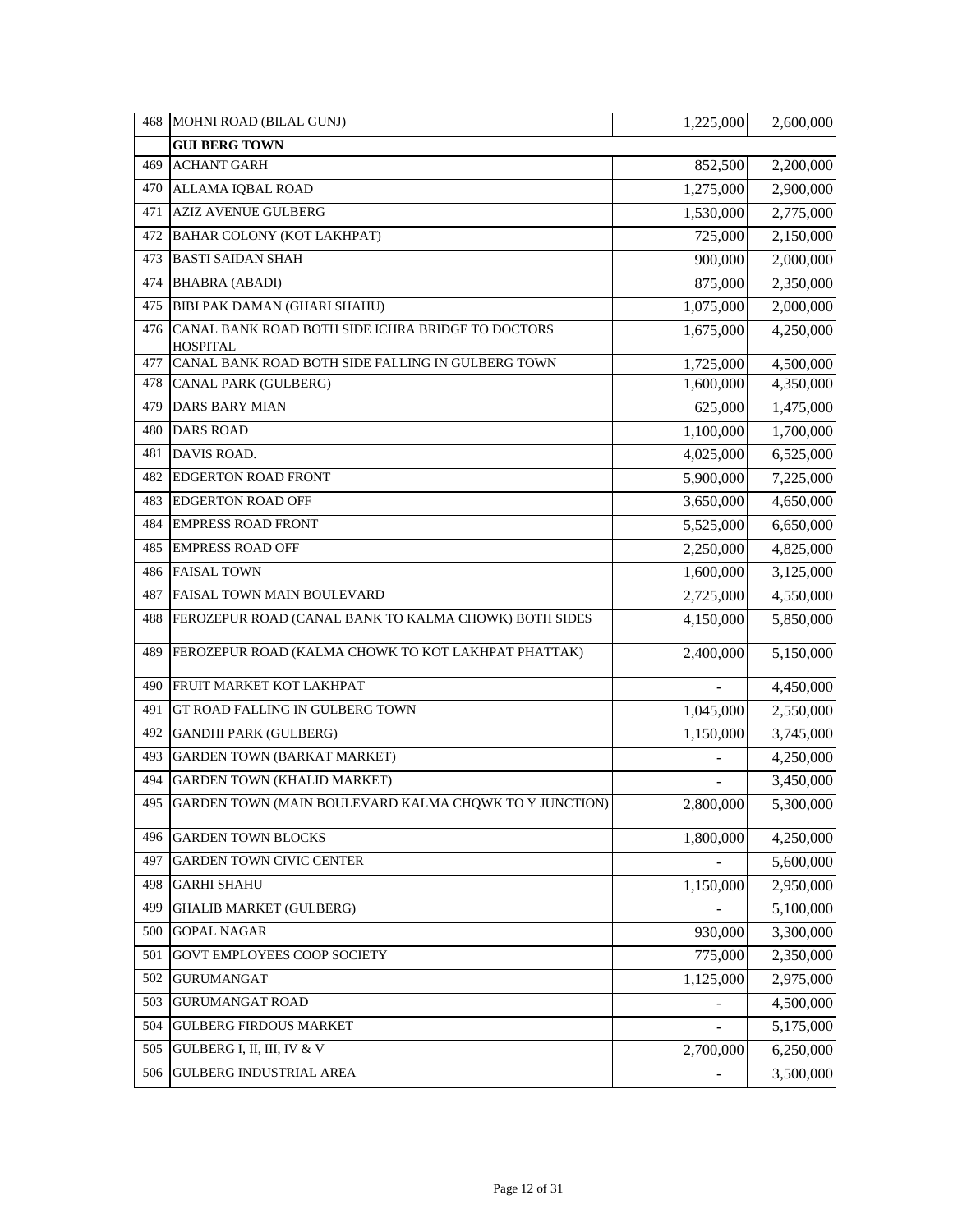| | | | |
|---|---|---|---|
| 468 | MOHNI ROAD (BILAL GUNJ) | 1,225,000 | 2,600,000 |
| | **GULBERG TOWN** | | |
| 469 | ACHANT GARH | 852,500 | 2,200,000 |
| 470 | ALLAMA IQBAL ROAD | 1,275,000 | 2,900,000 |
| 471 | AZIZ AVENUE GULBERG | 1,530,000 | 2,775,000 |
| 472 | BAHAR COLONY (KOT LAKHPAT) | 725,000 | 2,150,000 |
| 473 | BASTI SAIDAN SHAH | 900,000 | 2,000,000 |
| 474 | BHABRA (ABADI) | 875,000 | 2,350,000 |
| 475 | BIBI PAK DAMAN (GHARI SHAHU) | 1,075,000 | 2,000,000 |
| 476 | CANAL BANK ROAD BOTH SIDE ICHRA BRIDGE TO DOCTORS HOSPITAL | 1,675,000 | 4,250,000 |
| 477 | CANAL BANK ROAD BOTH SIDE FALLING IN GULBERG TOWN | 1,725,000 | 4,500,000 |
| 478 | CANAL PARK (GULBERG) | 1,600,000 | 4,350,000 |
| 479 | DARS BARY MIAN | 625,000 | 1,475,000 |
| 480 | DARS ROAD | 1,100,000 | 1,700,000 |
| 481 | DAVIS ROAD. | 4,025,000 | 6,525,000 |
| 482 | EDGERTON ROAD FRONT | 5,900,000 | 7,225,000 |
| 483 | EDGERTON ROAD OFF | 3,650,000 | 4,650,000 |
| 484 | EMPRESS ROAD FRONT | 5,525,000 | 6,650,000 |
| 485 | EMPRESS ROAD OFF | 2,250,000 | 4,825,000 |
| 486 | FAISAL TOWN | 1,600,000 | 3,125,000 |
| 487 | FAISAL TOWN MAIN BOULEVARD | 2,725,000 | 4,550,000 |
| 488 | FEROZEPUR ROAD (CANAL BANK TO KALMA CHOWK) BOTH SIDES | 4,150,000 | 5,850,000 |
| 489 | FEROZEPUR ROAD (KALMA CHOWK TO KOT LAKHPAT PHATTAK) | 2,400,000 | 5,150,000 |
| 490 | FRUIT MARKET KOT LAKHPAT | - | 4,450,000 |
| 491 | GT ROAD FALLING IN GULBERG TOWN | 1,045,000 | 2,550,000 |
| 492 | GANDHI PARK (GULBERG) | 1,150,000 | 3,745,000 |
| 493 | GARDEN TOWN (BARKAT MARKET) | - | 4,250,000 |
| 494 | GARDEN TOWN (KHALID MARKET) | - | 3,450,000 |
| 495 | GARDEN TOWN (MAIN BOULEVARD KALMA CHQWK TO Y JUNCTION) | 2,800,000 | 5,300,000 |
| 496 | GARDEN TOWN BLOCKS | 1,800,000 | 4,250,000 |
| 497 | GARDEN TOWN CIVIC CENTER | - | 5,600,000 |
| 498 | GARHI SHAHU | 1,150,000 | 2,950,000 |
| 499 | GHALIB MARKET (GULBERG) | - | 5,100,000 |
| 500 | GOPAL NAGAR | 930,000 | 3,300,000 |
| 501 | GOVT EMPLOYEES COOP SOCIETY | 775,000 | 2,350,000 |
| 502 | GURUMANGAT | 1,125,000 | 2,975,000 |
| 503 | GURUMANGAT ROAD | - | 4,500,000 |
| 504 | GULBERG FIRDOUS MARKET | - | 5,175,000 |
| 505 | GULBERG I, II, III, IV & V | 2,700,000 | 6,250,000 |
| 506 | GULBERG INDUSTRIAL AREA | - | 3,500,000 |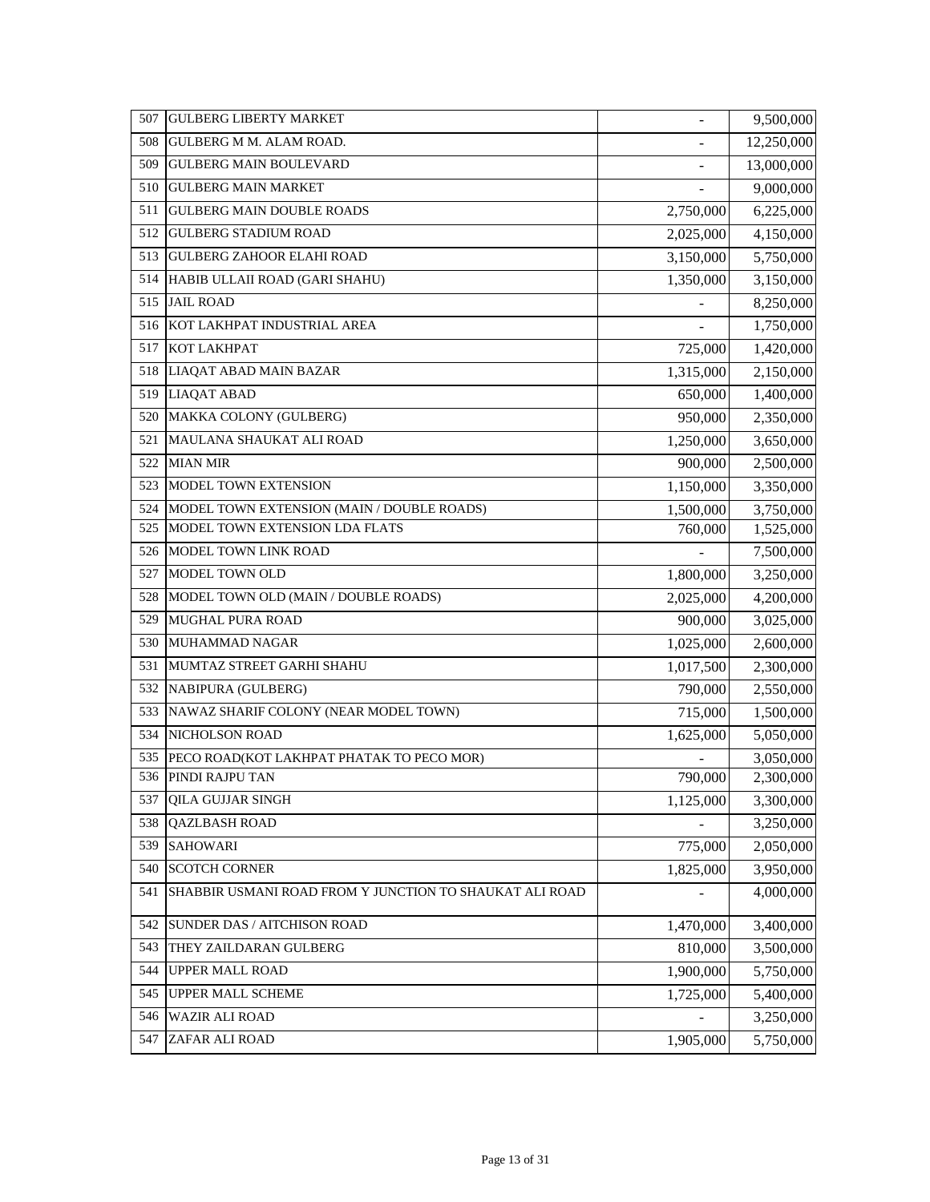| | | | |
|---|---|---|---|
| 507 | GULBERG LIBERTY MARKET | - | 9,500,000 |
| 508 | GULBERG M M. ALAM ROAD. | - | 12,250,000 |
| 509 | GULBERG MAIN BOULEVARD | - | 13,000,000 |
| 510 | GULBERG MAIN MARKET | - | 9,000,000 |
| 511 | GULBERG MAIN DOUBLE ROADS | 2,750,000 | 6,225,000 |
| 512 | GULBERG STADIUM ROAD | 2,025,000 | 4,150,000 |
| 513 | GULBERG ZAHOOR ELAHI ROAD | 3,150,000 | 5,750,000 |
| 514 | HABIB ULLAII ROAD (GARI SHAHU) | 1,350,000 | 3,150,000 |
| 515 | JAIL ROAD | - | 8,250,000 |
| 516 | KOT LAKHPAT INDUSTRIAL AREA | - | 1,750,000 |
| 517 | KOT LAKHPAT | 725,000 | 1,420,000 |
| 518 | LIAQAT ABAD MAIN BAZAR | 1,315,000 | 2,150,000 |
| 519 | LIAQAT ABAD | 650,000 | 1,400,000 |
| 520 | MAKKA COLONY (GULBERG) | 950,000 | 2,350,000 |
| 521 | MAULANA SHAUKAT ALI ROAD | 1,250,000 | 3,650,000 |
| 522 | MIAN MIR | 900,000 | 2,500,000 |
| 523 | MODEL TOWN EXTENSION | 1,150,000 | 3,350,000 |
| 524 | MODEL TOWN EXTENSION (MAIN / DOUBLE ROADS) | 1,500,000 | 3,750,000 |
| 525 | MODEL TOWN EXTENSION LDA FLATS | 760,000 | 1,525,000 |
| 526 | MODEL TOWN LINK ROAD | - | 7,500,000 |
| 527 | MODEL TOWN OLD | 1,800,000 | 3,250,000 |
| 528 | MODEL TOWN OLD (MAIN / DOUBLE ROADS) | 2,025,000 | 4,200,000 |
| 529 | MUGHAL PURA ROAD | 900,000 | 3,025,000 |
| 530 | MUHAMMAD NAGAR | 1,025,000 | 2,600,000 |
| 531 | MUMTAZ STREET GARHI SHAHU | 1,017,500 | 2,300,000 |
| 532 | NABIPURA (GULBERG) | 790,000 | 2,550,000 |
| 533 | NAWAZ SHARIF COLONY (NEAR MODEL TOWN) | 715,000 | 1,500,000 |
| 534 | NICHOLSON ROAD | 1,625,000 | 5,050,000 |
| 535 | PECO ROAD(KOT LAKHPAT PHATAK TO PECO MOR) | - | 3,050,000 |
| 536 | PINDI RAJPU TAN | 790,000 | 2,300,000 |
| 537 | QILA GUJJAR SINGH | 1,125,000 | 3,300,000 |
| 538 | QAZLBASH ROAD | - | 3,250,000 |
| 539 | SAHOWARI | 775,000 | 2,050,000 |
| 540 | SCOTCH CORNER | 1,825,000 | 3,950,000 |
| 541 | SHABBIR USMANI ROAD FROM Y JUNCTION TO SHAUKAT ALI ROAD | - | 4,000,000 |
| 542 | SUNDER DAS / AITCHISON ROAD | 1,470,000 | 3,400,000 |
| 543 | THEY ZAILDARAN GULBERG | 810,000 | 3,500,000 |
| 544 | UPPER MALL ROAD | 1,900,000 | 5,750,000 |
| 545 | UPPER MALL SCHEME | 1,725,000 | 5,400,000 |
| 546 | WAZIR ALI ROAD | - | 3,250,000 |
| 547 | ZAFAR ALI ROAD | 1,905,000 | 5,750,000 |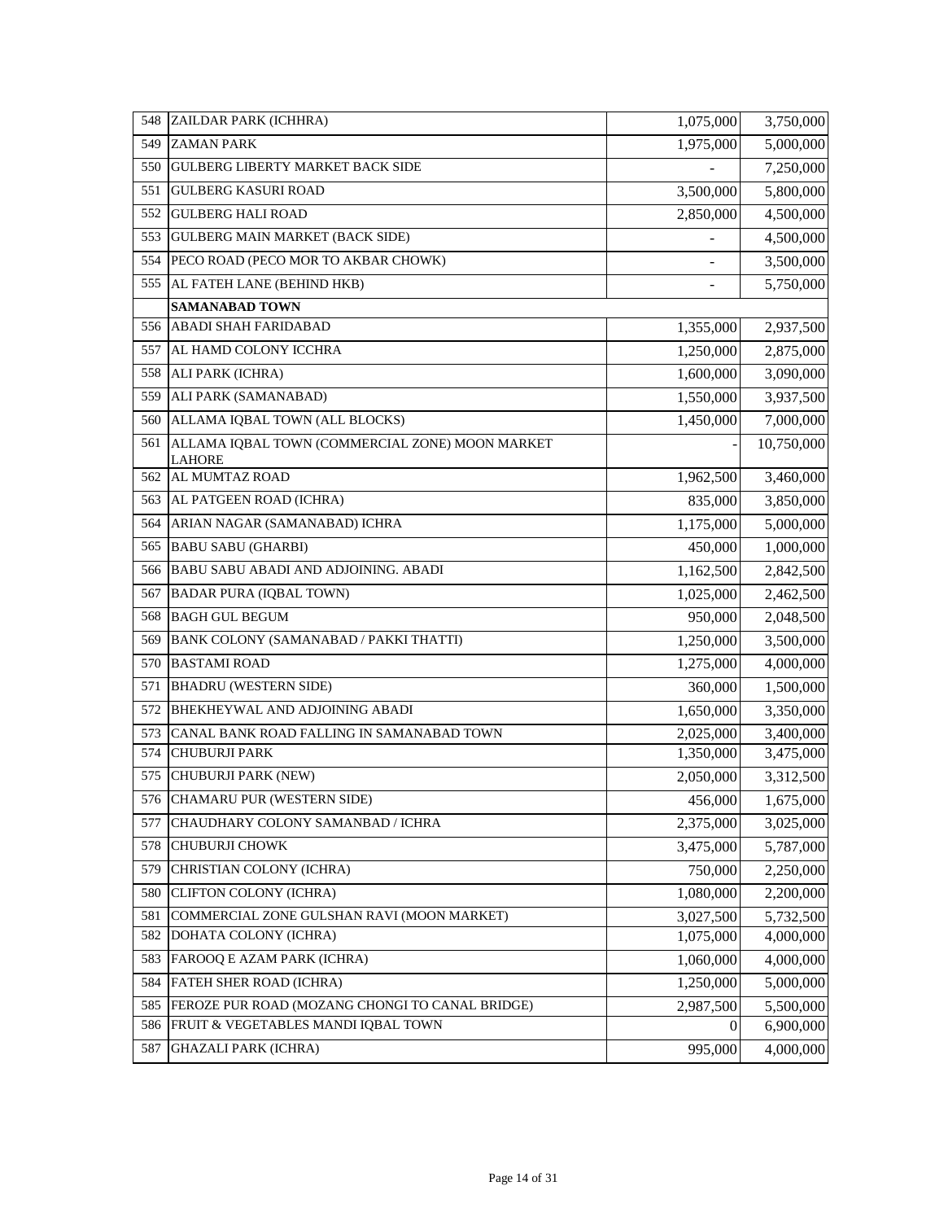| | | | |
|---|---|---|---|
| 548 | ZAILDAR PARK (ICHHRA) | 1,075,000 | 3,750,000 |
| 549 | ZAMAN PARK | 1,975,000 | 5,000,000 |
| 550 | GULBERG LIBERTY MARKET BACK SIDE | - | 7,250,000 |
| 551 | GULBERG KASURI ROAD | 3,500,000 | 5,800,000 |
| 552 | GULBERG HALI ROAD | 2,850,000 | 4,500,000 |
| 553 | GULBERG MAIN MARKET (BACK SIDE) | - | 4,500,000 |
| 554 | PECO ROAD (PECO MOR TO AKBAR CHOWK) | - | 3,500,000 |
| 555 | AL FATEH LANE (BEHIND HKB) | - | 5,750,000 |
| | **SAMANABAD TOWN** | | |
| 556 | ABADI SHAH FARIDABAD | 1,355,000 | 2,937,500 |
| 557 | AL HAMD COLONY ICCHRA | 1,250,000 | 2,875,000 |
| 558 | ALI PARK (ICHRA) | 1,600,000 | 3,090,000 |
| 559 | ALI PARK (SAMANABAD) | 1,550,000 | 3,937,500 |
| 560 | ALLAMA IQBAL TOWN (ALL BLOCKS) | 1,450,000 | 7,000,000 |
| 561 | ALLAMA IQBAL TOWN (COMMERCIAL ZONE) MOON MARKET LAHORE | - | 10,750,000 |
| 562 | AL MUMTAZ ROAD | 1,962,500 | 3,460,000 |
| 563 | AL PATGEEN ROAD (ICHRA) | 835,000 | 3,850,000 |
| 564 | ARIAN NAGAR (SAMANABAD) ICHRA | 1,175,000 | 5,000,000 |
| 565 | BABU SABU (GHARBI) | 450,000 | 1,000,000 |
| 566 | BABU SABU ABADI AND ADJOINING. ABADI | 1,162,500 | 2,842,500 |
| 567 | BADAR PURA (IQBAL TOWN) | 1,025,000 | 2,462,500 |
| 568 | BAGH GUL BEGUM | 950,000 | 2,048,500 |
| 569 | BANK COLONY (SAMANABAD / PAKKI THATTI) | 1,250,000 | 3,500,000 |
| 570 | BASTAMI ROAD | 1,275,000 | 4,000,000 |
| 571 | BHADRU (WESTERN SIDE) | 360,000 | 1,500,000 |
| 572 | BHEKHEYWAL AND ADJOINING ABADI | 1,650,000 | 3,350,000 |
| 573 | CANAL BANK ROAD FALLING IN SAMANABAD TOWN | 2,025,000 | 3,400,000 |
| 574 | CHUBURJI PARK | 1,350,000 | 3,475,000 |
| 575 | CHUBURJI PARK (NEW) | 2,050,000 | 3,312,500 |
| 576 | CHAMARU PUR (WESTERN SIDE) | 456,000 | 1,675,000 |
| 577 | CHAUDHARY COLONY SAMANBAD / ICHRA | 2,375,000 | 3,025,000 |
| 578 | CHUBURJI CHOWK | 3,475,000 | 5,787,000 |
| 579 | CHRISTIAN COLONY (ICHRA) | 750,000 | 2,250,000 |
| 580 | CLIFTON COLONY (ICHRA) | 1,080,000 | 2,200,000 |
| 581 | COMMERCIAL ZONE GULSHAN RAVI (MOON MARKET) | 3,027,500 | 5,732,500 |
| 582 | DOHATA COLONY (ICHRA) | 1,075,000 | 4,000,000 |
| 583 | FAROOQ E AZAM PARK (ICHRA) | 1,060,000 | 4,000,000 |
| 584 | FATEH SHER ROAD (ICHRA) | 1,250,000 | 5,000,000 |
| 585 | FEROZE PUR ROAD (MOZANG CHONGI TO CANAL BRIDGE) | 2,987,500 | 5,500,000 |
| 586 | FRUIT & VEGETABLES MANDI IQBAL TOWN | 0 | 6,900,000 |
| 587 | GHAZALI PARK (ICHRA) | 995,000 | 4,000,000 |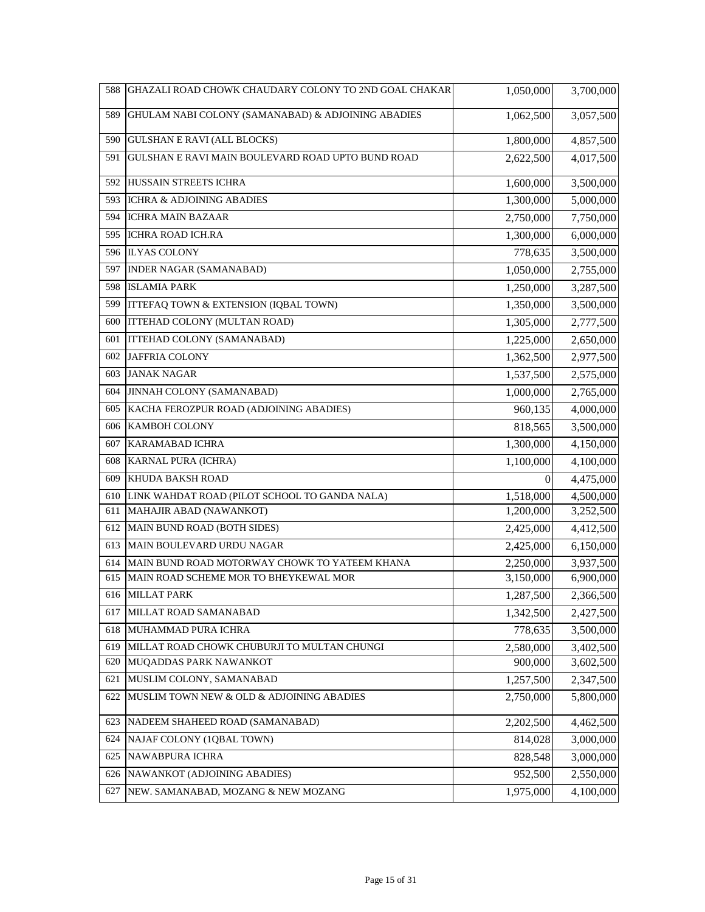| | | | |
|---|---|---|---|
| 588 | GHAZALI ROAD CHOWK CHAUDARY COLONY TO 2ND GOAL CHAKAR | 1,050,000 | 3,700,000 |
| 589 | GHULAM NABI COLONY (SAMANABAD) & ADJOINING ABADIES | 1,062,500 | 3,057,500 |
| 590 | GULSHAN E RAVI (ALL BLOCKS) | 1,800,000 | 4,857,500 |
| 591 | GULSHAN E RAVI MAIN BOULEVARD ROAD UPTO BUND ROAD | 2,622,500 | 4,017,500 |
| 592 | HUSSAIN STREETS ICHRA | 1,600,000 | 3,500,000 |
| 593 | ICHRA & ADJOINING ABADIES | 1,300,000 | 5,000,000 |
| 594 | ICHRA MAIN BAZAAR | 2,750,000 | 7,750,000 |
| 595 | ICHRA ROAD ICH.RA | 1,300,000 | 6,000,000 |
| 596 | ILYAS COLONY | 778,635 | 3,500,000 |
| 597 | INDER NAGAR (SAMANABAD) | 1,050,000 | 2,755,000 |
| 598 | ISLAMIA PARK | 1,250,000 | 3,287,500 |
| 599 | ITTEFAQ TOWN & EXTENSION (IQBAL TOWN) | 1,350,000 | 3,500,000 |
| 600 | ITTEHAD COLONY (MULTAN ROAD) | 1,305,000 | 2,777,500 |
| 601 | ITTEHAD COLONY (SAMANABAD) | 1,225,000 | 2,650,000 |
| 602 | JAFFRIA COLONY | 1,362,500 | 2,977,500 |
| 603 | JANAK NAGAR | 1,537,500 | 2,575,000 |
| 604 | JINNAH COLONY (SAMANABAD) | 1,000,000 | 2,765,000 |
| 605 | KACHA FEROZPUR ROAD (ADJOINING ABADIES) | 960,135 | 4,000,000 |
| 606 | KAMBOH COLONY | 818,565 | 3,500,000 |
| 607 | KARAMABAD ICHRA | 1,300,000 | 4,150,000 |
| 608 | KARNAL PURA (ICHRA) | 1,100,000 | 4,100,000 |
| 609 | KHUDA BAKSH ROAD | 0 | 4,475,000 |
| 610 | LINK WAHDAT ROAD (PILOT SCHOOL TO GANDA NALA) | 1,518,000 | 4,500,000 |
| 611 | MAHAJIR ABAD (NAWANKOT) | 1,200,000 | 3,252,500 |
| 612 | MAIN BUND ROAD (BOTH SIDES) | 2,425,000 | 4,412,500 |
| 613 | MAIN BOULEVARD URDU NAGAR | 2,425,000 | 6,150,000 |
| 614 | MAIN BUND ROAD MOTORWAY CHOWK TO YATEEM KHANA | 2,250,000 | 3,937,500 |
| 615 | MAIN ROAD SCHEME MOR TO BHEYKEWAL MOR | 3,150,000 | 6,900,000 |
| 616 | MILLAT PARK | 1,287,500 | 2,366,500 |
| 617 | MILLAT ROAD SAMANABAD | 1,342,500 | 2,427,500 |
| 618 | MUHAMMAD PURA ICHRA | 778,635 | 3,500,000 |
| 619 | MILLAT ROAD CHOWK CHUBURJI TO MULTAN CHUNGI | 2,580,000 | 3,402,500 |
| 620 | MUQADDAS PARK NAWANKOT | 900,000 | 3,602,500 |
| 621 | MUSLIM COLONY, SAMANABAD | 1,257,500 | 2,347,500 |
| 622 | MUSLIM TOWN NEW & OLD & ADJOINING ABADIES | 2,750,000 | 5,800,000 |
| 623 | NADEEM SHAHEED ROAD (SAMANABAD) | 2,202,500 | 4,462,500 |
| 624 | NAJAF COLONY (1QBAL TOWN) | 814,028 | 3,000,000 |
| 625 | NAWABPURA ICHRA | 828,548 | 3,000,000 |
| 626 | NAWANKOT (ADJOINING ABADIES) | 952,500 | 2,550,000 |
| 627 | NEW. SAMANABAD, MOZANG & NEW MOZANG | 1,975,000 | 4,100,000 |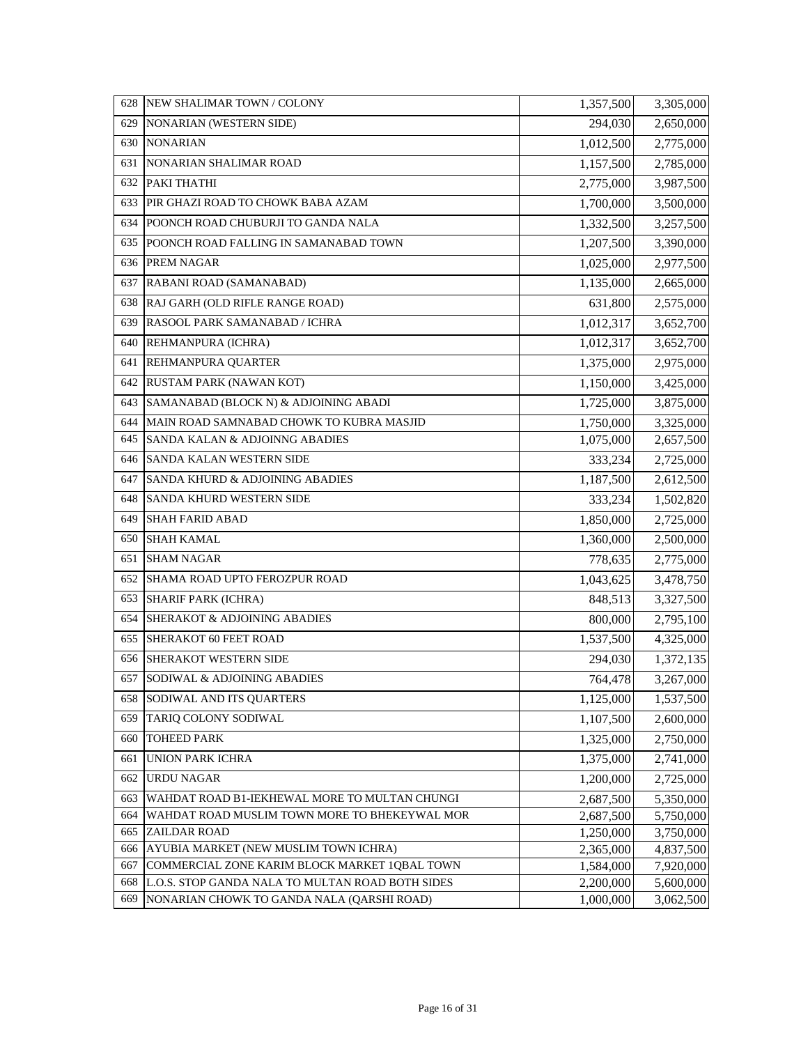| | | | |
|---|---|---|---|
| 628 | NEW SHALIMAR TOWN / COLONY | 1,357,500 | 3,305,000 |
| 629 | NONARIAN (WESTERN SIDE) | 294,030 | 2,650,000 |
| 630 | NONARIAN | 1,012,500 | 2,775,000 |
| 631 | NONARIAN SHALIMAR ROAD | 1,157,500 | 2,785,000 |
| 632 | PAKI THATHI | 2,775,000 | 3,987,500 |
| 633 | PIR GHAZI ROAD TO CHOWK BABA AZAM | 1,700,000 | 3,500,000 |
| 634 | POONCH ROAD CHUBURJI TO GANDA NALA | 1,332,500 | 3,257,500 |
| 635 | POONCH ROAD FALLING IN SAMANABAD TOWN | 1,207,500 | 3,390,000 |
| 636 | PREM NAGAR | 1,025,000 | 2,977,500 |
| 637 | RABANI ROAD (SAMANABAD) | 1,135,000 | 2,665,000 |
| 638 | RAJ GARH (OLD RIFLE RANGE ROAD) | 631,800 | 2,575,000 |
| 639 | RASOOL PARK SAMANABAD / ICHRA | 1,012,317 | 3,652,700 |
| 640 | REHMANPURA (ICHRA) | 1,012,317 | 3,652,700 |
| 641 | REHMANPURA QUARTER | 1,375,000 | 2,975,000 |
| 642 | RUSTAM PARK (NAWAN KOT) | 1,150,000 | 3,425,000 |
| 643 | SAMANABAD (BLOCK N) & ADJOINING ABADI | 1,725,000 | 3,875,000 |
| 644 | MAIN ROAD SAMNABAD CHOWK TO KUBRA MASJID | 1,750,000 | 3,325,000 |
| 645 | SANDA KALAN & ADJOINNG ABADIES | 1,075,000 | 2,657,500 |
| 646 | SANDA KALAN WESTERN SIDE | 333,234 | 2,725,000 |
| 647 | SANDA KHURD & ADJOINING ABADIES | 1,187,500 | 2,612,500 |
| 648 | SANDA KHURD WESTERN SIDE | 333,234 | 1,502,820 |
| 649 | SHAH FARID ABAD | 1,850,000 | 2,725,000 |
| 650 | SHAH KAMAL | 1,360,000 | 2,500,000 |
| 651 | SHAM NAGAR | 778,635 | 2,775,000 |
| 652 | SHAMA ROAD UPTO FEROZPUR ROAD | 1,043,625 | 3,478,750 |
| 653 | SHARIF PARK (ICHRA) | 848,513 | 3,327,500 |
| 654 | SHERAKOT & ADJOINING ABADIES | 800,000 | 2,795,100 |
| 655 | SHERAKOT 60 FEET ROAD | 1,537,500 | 4,325,000 |
| 656 | SHERAKOT WESTERN SIDE | 294,030 | 1,372,135 |
| 657 | SODIWAL & ADJOINING ABADIES | 764,478 | 3,267,000 |
| 658 | SODIWAL AND ITS QUARTERS | 1,125,000 | 1,537,500 |
| 659 | TARIQ COLONY SODIWAL | 1,107,500 | 2,600,000 |
| 660 | TOHEED PARK | 1,325,000 | 2,750,000 |
| 661 | UNION PARK ICHRA | 1,375,000 | 2,741,000 |
| 662 | URDU NAGAR | 1,200,000 | 2,725,000 |
| 663 | WAHDAT ROAD B1-IEKHEWAL MORE TO MULTAN CHUNGI | 2,687,500 | 5,350,000 |
| 664 | WAHDAT ROAD MUSLIM TOWN MORE TO BHEKEYWAL MOR | 2,687,500 | 5,750,000 |
| 665 | ZAILDAR ROAD | 1,250,000 | 3,750,000 |
| 666 | AYUBIA MARKET (NEW MUSLIM TOWN ICHRA) | 2,365,000 | 4,837,500 |
| 667 | COMMERCIAL ZONE KARIM BLOCK MARKET 1QBAL TOWN | 1,584,000 | 7,920,000 |
| 668 | L.O.S. STOP GANDA NALA TO MULTAN ROAD BOTH SIDES | 2,200,000 | 5,600,000 |
| 669 | NONARIAN CHOWK TO GANDA NALA (QARSHI ROAD) | 1,000,000 | 3,062,500 |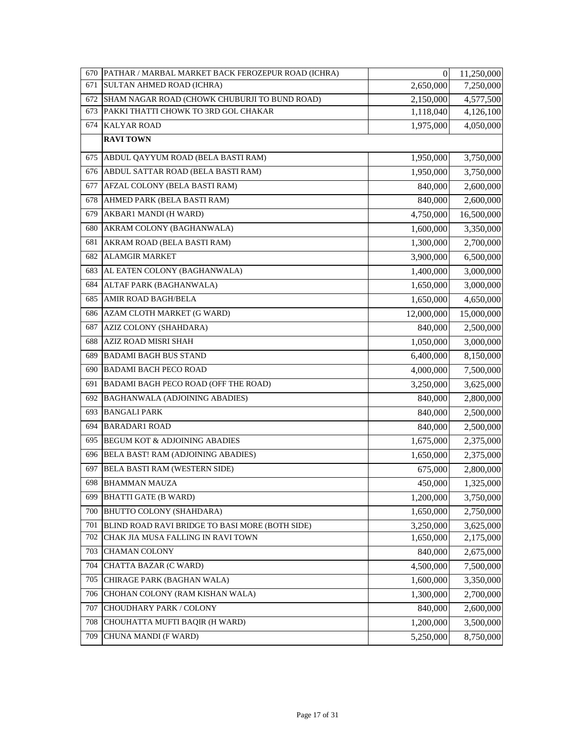| | | | |
|---|---|---|---|
| 670 | PATHAR / MARBAL MARKET BACK FEROZEPUR ROAD (ICHRA) | 0 | 11,250,000 |
| 671 | SULTAN AHMED ROAD (ICHRA) | 2,650,000 | 7,250,000 |
| 672 | SHAM NAGAR ROAD (CHOWK CHUBURJI TO BUND ROAD) | 2,150,000 | 4,577,500 |
| 673 | PAKKI THATTI CHOWK TO 3RD GOL CHAKAR | 1,118,040 | 4,126,100 |
| 674 | KALYAR ROAD | 1,975,000 | 4,050,000 |
| | **RAVI TOWN** | | |
| 675 | ABDUL QAYYUM ROAD (BELA BASTI RAM) | 1,950,000 | 3,750,000 |
| 676 | ABDUL SATTAR ROAD (BELA BASTI RAM) | 1,950,000 | 3,750,000 |
| 677 | AFZAL COLONY (BELA BASTI RAM) | 840,000 | 2,600,000 |
| 678 | AHMED PARK (BELA BASTI RAM) | 840,000 | 2,600,000 |
| 679 | AKBAR1 MANDI (H WARD) | 4,750,000 | 16,500,000 |
| 680 | AKRAM COLONY (BAGHANWALA) | 1,600,000 | 3,350,000 |
| 681 | AKRAM ROAD (BELA BASTI RAM) | 1,300,000 | 2,700,000 |
| 682 | ALAMGIR MARKET | 3,900,000 | 6,500,000 |
| 683 | AL EATEN COLONY (BAGHANWALA) | 1,400,000 | 3,000,000 |
| 684 | ALTAF PARK (BAGHANWALA) | 1,650,000 | 3,000,000 |
| 685 | AMIR ROAD BAGH/BELA | 1,650,000 | 4,650,000 |
| 686 | AZAM CLOTH MARKET (G WARD) | 12,000,000 | 15,000,000 |
| 687 | AZIZ COLONY (SHAHDARA) | 840,000 | 2,500,000 |
| 688 | AZIZ ROAD MISRI SHAH | 1,050,000 | 3,000,000 |
| 689 | BADAMI BAGH BUS STAND | 6,400,000 | 8,150,000 |
| 690 | BADAMI BACH PECO ROAD | 4,000,000 | 7,500,000 |
| 691 | BADAMI BAGH PECO ROAD (OFF THE ROAD) | 3,250,000 | 3,625,000 |
| 692 | BAGHANWALA (ADJOINING ABADIES) | 840,000 | 2,800,000 |
| 693 | BANGALI PARK | 840,000 | 2,500,000 |
| 694 | BARADAR1 ROAD | 840,000 | 2,500,000 |
| 695 | BEGUM KOT & ADJOINING ABADIES | 1,675,000 | 2,375,000 |
| 696 | BELA BAST! RAM (ADJOINING ABADIES) | 1,650,000 | 2,375,000 |
| 697 | BELA BASTI RAM (WESTERN SIDE) | 675,000 | 2,800,000 |
| 698 | BHAMMAN MAUZA | 450,000 | 1,325,000 |
| 699 | BHATTI GATE (B WARD) | 1,200,000 | 3,750,000 |
| 700 | BHUTTO COLONY (SHAHDARA) | 1,650,000 | 2,750,000 |
| 701 | BLIND ROAD RAVI BRIDGE TO BASI MORE (BOTH SIDE) | 3,250,000 | 3,625,000 |
| 702 | CHAK JIA MUSA FALLING IN RAVI TOWN | 1,650,000 | 2,175,000 |
| 703 | CHAMAN COLONY | 840,000 | 2,675,000 |
| 704 | CHATTA BAZAR (C WARD) | 4,500,000 | 7,500,000 |
| 705 | CHIRAGE PARK (BAGHAN WALA) | 1,600,000 | 3,350,000 |
| 706 | CHOHAN COLONY (RAM KISHAN WALA) | 1,300,000 | 2,700,000 |
| 707 | CHOUDHARY PARK / COLONY | 840,000 | 2,600,000 |
| 708 | CHOUHATTA MUFTI BAQIR (H WARD) | 1,200,000 | 3,500,000 |
| 709 | CHUNA MANDI (F WARD) | 5,250,000 | 8,750,000 |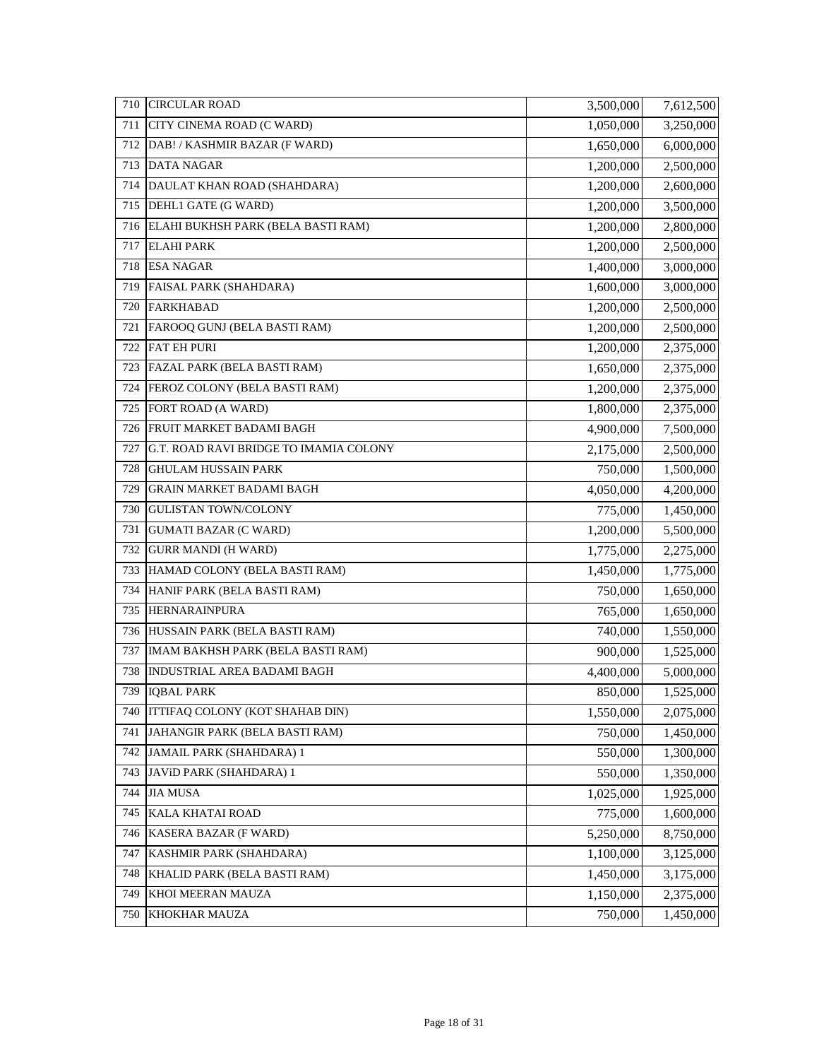| 710 | CIRCULAR ROAD | 3,500,000 | 7,612,500 |
|---|---|---|---|
| 711 | CITY CINEMA ROAD (C WARD) | 1,050,000 | 3,250,000 |
| 712 | DAB! / KASHMIR BAZAR (F WARD) | 1,650,000 | 6,000,000 |
| 713 | DATA NAGAR | 1,200,000 | 2,500,000 |
| 714 | DAULAT KHAN ROAD (SHAHDARA) | 1,200,000 | 2,600,000 |
| 715 | DEHL1 GATE (G WARD) | 1,200,000 | 3,500,000 |
| 716 | ELAHI BUKHSH PARK (BELA BASTI RAM) | 1,200,000 | 2,800,000 |
| 717 | ELAHI PARK | 1,200,000 | 2,500,000 |
| 718 | ESA NAGAR | 1,400,000 | 3,000,000 |
| 719 | FAISAL PARK (SHAHDARA) | 1,600,000 | 3,000,000 |
| 720 | FARKHABAD | 1,200,000 | 2,500,000 |
| 721 | FAROOQ GUNJ (BELA BASTI RAM) | 1,200,000 | 2,500,000 |
| 722 | FAT EH PURI | 1,200,000 | 2,375,000 |
| 723 | FAZAL PARK (BELA BASTI RAM) | 1,650,000 | 2,375,000 |
| 724 | FEROZ COLONY (BELA BASTI RAM) | 1,200,000 | 2,375,000 |
| 725 | FORT ROAD (A WARD) | 1,800,000 | 2,375,000 |
| 726 | FRUIT MARKET BADAMI BAGH | 4,900,000 | 7,500,000 |
| 727 | G.T. ROAD RAVI BRIDGE TO IMAMIA COLONY | 2,175,000 | 2,500,000 |
| 728 | GHULAM HUSSAIN PARK | 750,000 | 1,500,000 |
| 729 | GRAIN MARKET BADAMI BAGH | 4,050,000 | 4,200,000 |
| 730 | GULISTAN TOWN/COLONY | 775,000 | 1,450,000 |
| 731 | GUMATI BAZAR (C WARD) | 1,200,000 | 5,500,000 |
| 732 | GURR MANDI (H WARD) | 1,775,000 | 2,275,000 |
| 733 | HAMAD COLONY (BELA BASTI RAM) | 1,450,000 | 1,775,000 |
| 734 | HANIF PARK (BELA BASTI RAM) | 750,000 | 1,650,000 |
| 735 | HERNARAINPURA | 765,000 | 1,650,000 |
| 736 | HUSSAIN PARK (BELA BASTI RAM) | 740,000 | 1,550,000 |
| 737 | IMAM BAKHSH PARK (BELA BASTI RAM) | 900,000 | 1,525,000 |
| 738 | INDUSTRIAL AREA BADAMI BAGH | 4,400,000 | 5,000,000 |
| 739 | IQBAL PARK | 850,000 | 1,525,000 |
| 740 | ITTIFAQ COLONY (KOT SHAHAB DIN) | 1,550,000 | 2,075,000 |
| 741 | JAHANGIR PARK (BELA BASTI RAM) | 750,000 | 1,450,000 |
| 742 | JAMAIL PARK (SHAHDARA) 1 | 550,000 | 1,300,000 |
| 743 | JAViD PARK (SHAHDARA) 1 | 550,000 | 1,350,000 |
| 744 | JIA MUSA | 1,025,000 | 1,925,000 |
| 745 | KALA KHATAI ROAD | 775,000 | 1,600,000 |
| 746 | KASERA BAZAR (F WARD) | 5,250,000 | 8,750,000 |
| 747 | KASHMIR PARK (SHAHDARA) | 1,100,000 | 3,125,000 |
| 748 | KHALID PARK (BELA BASTI RAM) | 1,450,000 | 3,175,000 |
| 749 | KHOI MEERAN MAUZA | 1,150,000 | 2,375,000 |
| 750 | KHOKHAR MAUZA | 750,000 | 1,450,000 |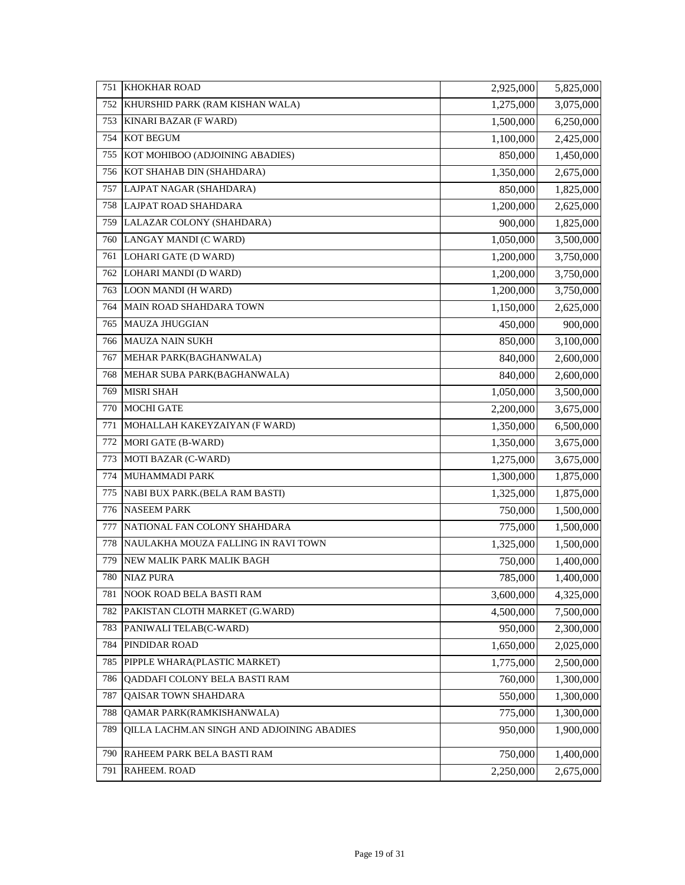| 751 | KHOKHAR ROAD | 2,925,000 | 5,825,000 |
|---|---|---|---|
| 752 | KHURSHID PARK (RAM KISHAN WALA) | 1,275,000 | 3,075,000 |
| 753 | KINARI BAZAR (F WARD) | 1,500,000 | 6,250,000 |
| 754 | KOT BEGUM | 1,100,000 | 2,425,000 |
| 755 | KOT MOHIBOO (ADJOINING ABADIES) | 850,000 | 1,450,000 |
| 756 | KOT SHAHAB DIN (SHAHDARA) | 1,350,000 | 2,675,000 |
| 757 | LAJPAT NAGAR (SHAHDARA) | 850,000 | 1,825,000 |
| 758 | LAJPAT ROAD SHAHDARA | 1,200,000 | 2,625,000 |
| 759 | LALAZAR COLONY (SHAHDARA) | 900,000 | 1,825,000 |
| 760 | LANGAY MANDI (C WARD) | 1,050,000 | 3,500,000 |
| 761 | LOHARI GATE (D WARD) | 1,200,000 | 3,750,000 |
| 762 | LOHARI MANDI (D WARD) | 1,200,000 | 3,750,000 |
| 763 | LOON MANDI (H WARD) | 1,200,000 | 3,750,000 |
| 764 | MAIN ROAD SHAHDARA TOWN | 1,150,000 | 2,625,000 |
| 765 | MAUZA JHUGGIAN | 450,000 | 900,000 |
| 766 | MAUZA NAIN SUKH | 850,000 | 3,100,000 |
| 767 | MEHAR PARK(BAGHANWALA) | 840,000 | 2,600,000 |
| 768 | MEHAR SUBA PARK(BAGHANWALA) | 840,000 | 2,600,000 |
| 769 | MISRI SHAH | 1,050,000 | 3,500,000 |
| 770 | MOCHI GATE | 2,200,000 | 3,675,000 |
| 771 | MOHALLAH KAKEYZAIYAN (F WARD) | 1,350,000 | 6,500,000 |
| 772 | MORI GATE (B-WARD) | 1,350,000 | 3,675,000 |
| 773 | MOTI BAZAR (C-WARD) | 1,275,000 | 3,675,000 |
| 774 | MUHAMMADI PARK | 1,300,000 | 1,875,000 |
| 775 | NABI BUX PARK.(BELA RAM BASTI) | 1,325,000 | 1,875,000 |
| 776 | NASEEM PARK | 750,000 | 1,500,000 |
| 777 | NATIONAL FAN COLONY SHAHDARA | 775,000 | 1,500,000 |
| 778 | NAULAKHA MOUZA FALLING IN RAVI TOWN | 1,325,000 | 1,500,000 |
| 779 | NEW MALIK PARK MALIK BAGH | 750,000 | 1,400,000 |
| 780 | NIAZ PURA | 785,000 | 1,400,000 |
| 781 | NOOK ROAD BELA BASTI RAM | 3,600,000 | 4,325,000 |
| 782 | PAKISTAN CLOTH MARKET (G.WARD) | 4,500,000 | 7,500,000 |
| 783 | PANIWALI TELAB(C-WARD) | 950,000 | 2,300,000 |
| 784 | PINDIDAR ROAD | 1,650,000 | 2,025,000 |
| 785 | PIPPLE WHARA(PLASTIC MARKET) | 1,775,000 | 2,500,000 |
| 786 | QADDAFI COLONY BELA BASTI RAM | 760,000 | 1,300,000 |
| 787 | QAISAR TOWN SHAHDARA | 550,000 | 1,300,000 |
| 788 | QAMAR PARK(RAMKISHANWALA) | 775,000 | 1,300,000 |
| 789 | QILLA LACHM.AN SINGH AND ADJOINING ABADIES | 950,000 | 1,900,000 |
| 790 | RAHEEM PARK BELA BASTI RAM | 750,000 | 1,400,000 |
| 791 | RAHEEM. ROAD | 2,250,000 | 2,675,000 |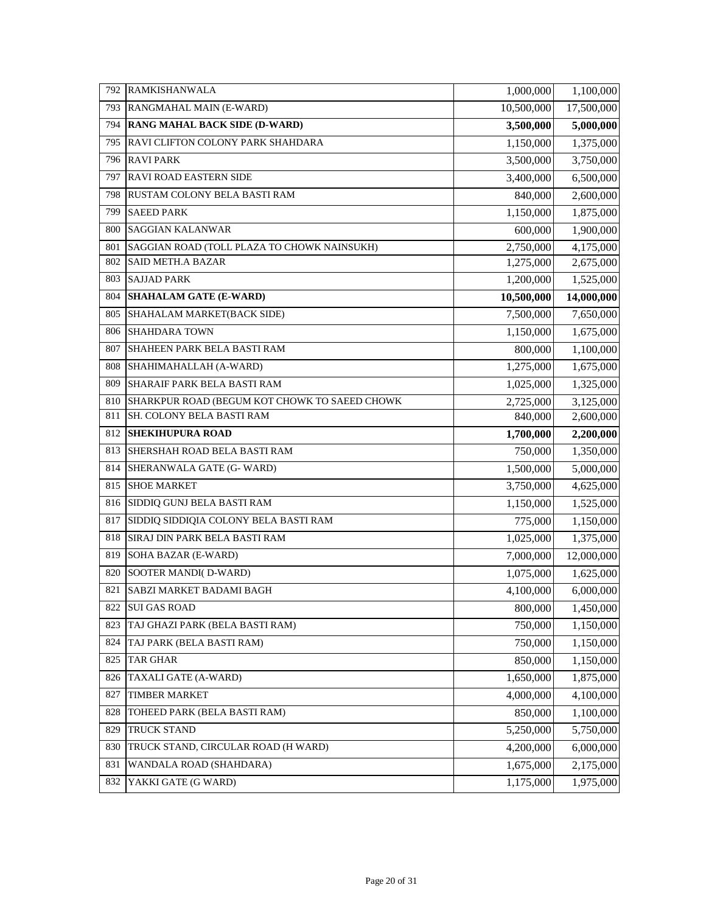| | | | |
|---|---|---|---|
| 792 | RAMKISHANWALA | 1,000,000 | 1,100,000 |
| 793 | RANGMAHAL MAIN (E-WARD) | 10,500,000 | 17,500,000 |
| 794 | **RANG MAHAL BACK SIDE (D-WARD)** | **3,500,000** | **5,000,000** |
| 795 | RAVI CLIFTON COLONY PARK SHAHDARA | 1,150,000 | 1,375,000 |
| 796 | RAVI PARK | 3,500,000 | 3,750,000 |
| 797 | RAVI ROAD EASTERN SIDE | 3,400,000 | 6,500,000 |
| 798 | RUSTAM COLONY BELA BASTI RAM | 840,000 | 2,600,000 |
| 799 | SAEED PARK | 1,150,000 | 1,875,000 |
| 800 | SAGGIAN KALANWAR | 600,000 | 1,900,000 |
| 801 | SAGGIAN ROAD (TOLL PLAZA TO CHOWK NAINSUKH) | 2,750,000 | 4,175,000 |
| 802 | SAID METH.A BAZAR | 1,275,000 | 2,675,000 |
| 803 | SAJJAD PARK | 1,200,000 | 1,525,000 |
| 804 | **SHAHALAM GATE (E-WARD)** | **10,500,000** | **14,000,000** |
| 805 | SHAHALAM MARKET(BACK SIDE) | 7,500,000 | 7,650,000 |
| 806 | SHAHDARA TOWN | 1,150,000 | 1,675,000 |
| 807 | SHAHEEN PARK BELA BASTI RAM | 800,000 | 1,100,000 |
| 808 | SHAHIMAHALLAH (A-WARD) | 1,275,000 | 1,675,000 |
| 809 | SHARAIF PARK BELA BASTI RAM | 1,025,000 | 1,325,000 |
| 810 | SHARKPUR ROAD (BEGUM KOT CHOWK TO SAEED CHOWK | 2,725,000 | 3,125,000 |
| 811 | SH. COLONY BELA BASTI RAM | 840,000 | 2,600,000 |
| 812 | **SHEKIHUPURA ROAD** | **1,700,000** | **2,200,000** |
| 813 | SHERSHAH ROAD BELA BASTI RAM | 750,000 | 1,350,000 |
| 814 | SHERANWALA GATE (G- WARD) | 1,500,000 | 5,000,000 |
| 815 | SHOE MARKET | 3,750,000 | 4,625,000 |
| 816 | SIDDIQ GUNJ BELA BASTI RAM | 1,150,000 | 1,525,000 |
| 817 | SIDDIQ SIDDIQIA COLONY BELA BASTI RAM | 775,000 | 1,150,000 |
| 818 | SIRAJ DIN PARK BELA BASTI RAM | 1,025,000 | 1,375,000 |
| 819 | SOHA BAZAR (E-WARD) | 7,000,000 | 12,000,000 |
| 820 | SOOTER MANDI( D-WARD) | 1,075,000 | 1,625,000 |
| 821 | SABZI MARKET BADAMI BAGH | 4,100,000 | 6,000,000 |
| 822 | SUI GAS ROAD | 800,000 | 1,450,000 |
| 823 | TAJ GHAZI PARK (BELA BASTI RAM) | 750,000 | 1,150,000 |
| 824 | TAJ PARK (BELA BASTI RAM) | 750,000 | 1,150,000 |
| 825 | TAR GHAR | 850,000 | 1,150,000 |
| 826 | TAXALI GATE (A-WARD) | 1,650,000 | 1,875,000 |
| 827 | TIMBER MARKET | 4,000,000 | 4,100,000 |
| 828 | TOHEED PARK (BELA BASTI RAM) | 850,000 | 1,100,000 |
| 829 | TRUCK STAND | 5,250,000 | 5,750,000 |
| 830 | TRUCK STAND, CIRCULAR ROAD (H WARD) | 4,200,000 | 6,000,000 |
| 831 | WANDALA ROAD (SHAHDARA) | 1,675,000 | 2,175,000 |
| 832 | YAKKI GATE (G WARD) | 1,175,000 | 1,975,000 |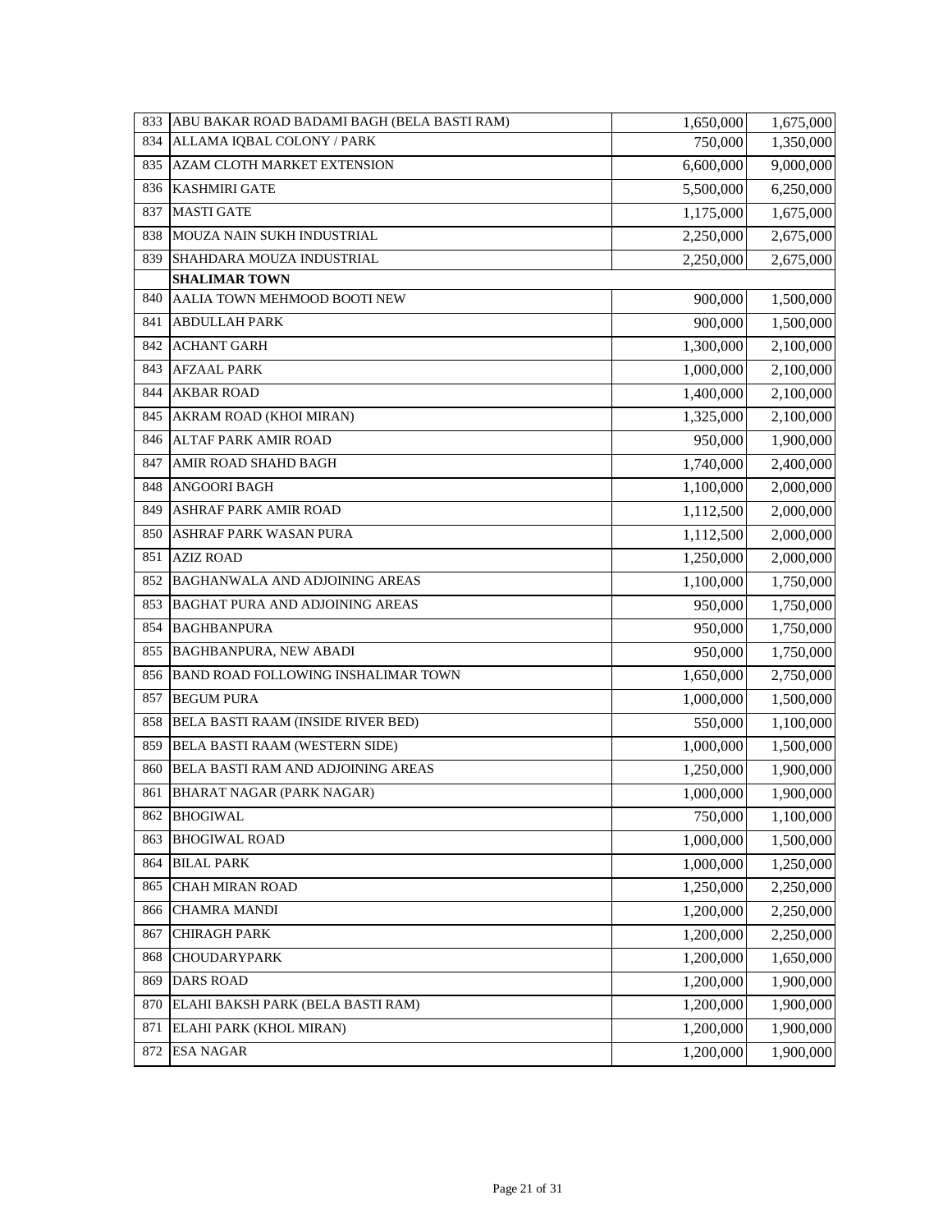| | | | |
|---|---|---|---|
| 833 | ABU BAKAR ROAD BADAMI BAGH (BELA BASTI RAM) | 1,650,000 | 1,675,000 |
| 834 | ALLAMA IQBAL COLONY / PARK | 750,000 | 1,350,000 |
| 835 | AZAM CLOTH MARKET EXTENSION | 6,600,000 | 9,000,000 |
| 836 | KASHMIRI GATE | 5,500,000 | 6,250,000 |
| 837 | MASTI GATE | 1,175,000 | 1,675,000 |
| 838 | MOUZA NAIN SUKH INDUSTRIAL | 2,250,000 | 2,675,000 |
| 839 | SHAHDARA MOUZA INDUSTRIAL | 2,250,000 | 2,675,000 |
| | **SHALIMAR TOWN** | | |
| 840 | AALIA TOWN MEHMOOD BOOTI NEW | 900,000 | 1,500,000 |
| 841 | ABDULLAH PARK | 900,000 | 1,500,000 |
| 842 | ACHANT GARH | 1,300,000 | 2,100,000 |
| 843 | AFZAAL PARK | 1,000,000 | 2,100,000 |
| 844 | AKBAR ROAD | 1,400,000 | 2,100,000 |
| 845 | AKRAM ROAD (KHOI MIRAN) | 1,325,000 | 2,100,000 |
| 846 | ALTAF PARK AMIR ROAD | 950,000 | 1,900,000 |
| 847 | AMIR ROAD SHAHD BAGH | 1,740,000 | 2,400,000 |
| 848 | ANGOORI BAGH | 1,100,000 | 2,000,000 |
| 849 | ASHRAF PARK AMIR ROAD | 1,112,500 | 2,000,000 |
| 850 | ASHRAF PARK WASAN PURA | 1,112,500 | 2,000,000 |
| 851 | AZIZ ROAD | 1,250,000 | 2,000,000 |
| 852 | BAGHANWALA AND ADJOINING AREAS | 1,100,000 | 1,750,000 |
| 853 | BAGHAT PURA AND ADJOINING AREAS | 950,000 | 1,750,000 |
| 854 | BAGHBANPURA | 950,000 | 1,750,000 |
| 855 | BAGHBANPURA, NEW ABADI | 950,000 | 1,750,000 |
| 856 | BAND ROAD FOLLOWING INSHALIMAR TOWN | 1,650,000 | 2,750,000 |
| 857 | BEGUM PURA | 1,000,000 | 1,500,000 |
| 858 | BELA BASTI RAAM (INSIDE RIVER BED) | 550,000 | 1,100,000 |
| 859 | BELA BASTI RAAM (WESTERN SIDE) | 1,000,000 | 1,500,000 |
| 860 | BELA BASTI RAM AND ADJOINING AREAS | 1,250,000 | 1,900,000 |
| 861 | BHARAT NAGAR (PARK NAGAR) | 1,000,000 | 1,900,000 |
| 862 | BHOGIWAL | 750,000 | 1,100,000 |
| 863 | BHOGIWAL ROAD | 1,000,000 | 1,500,000 |
| 864 | BILAL PARK | 1,000,000 | 1,250,000 |
| 865 | CHAH MIRAN ROAD | 1,250,000 | 2,250,000 |
| 866 | CHAMRA MANDI | 1,200,000 | 2,250,000 |
| 867 | CHIRAGH PARK | 1,200,000 | 2,250,000 |
| 868 | CHOUDARYPARK | 1,200,000 | 1,650,000 |
| 869 | DARS ROAD | 1,200,000 | 1,900,000 |
| 870 | ELAHI BAKSH PARK (BELA BASTI RAM) | 1,200,000 | 1,900,000 |
| 871 | ELAHI PARK (KHOL MIRAN) | 1,200,000 | 1,900,000 |
| 872 | ESA NAGAR | 1,200,000 | 1,900,000 |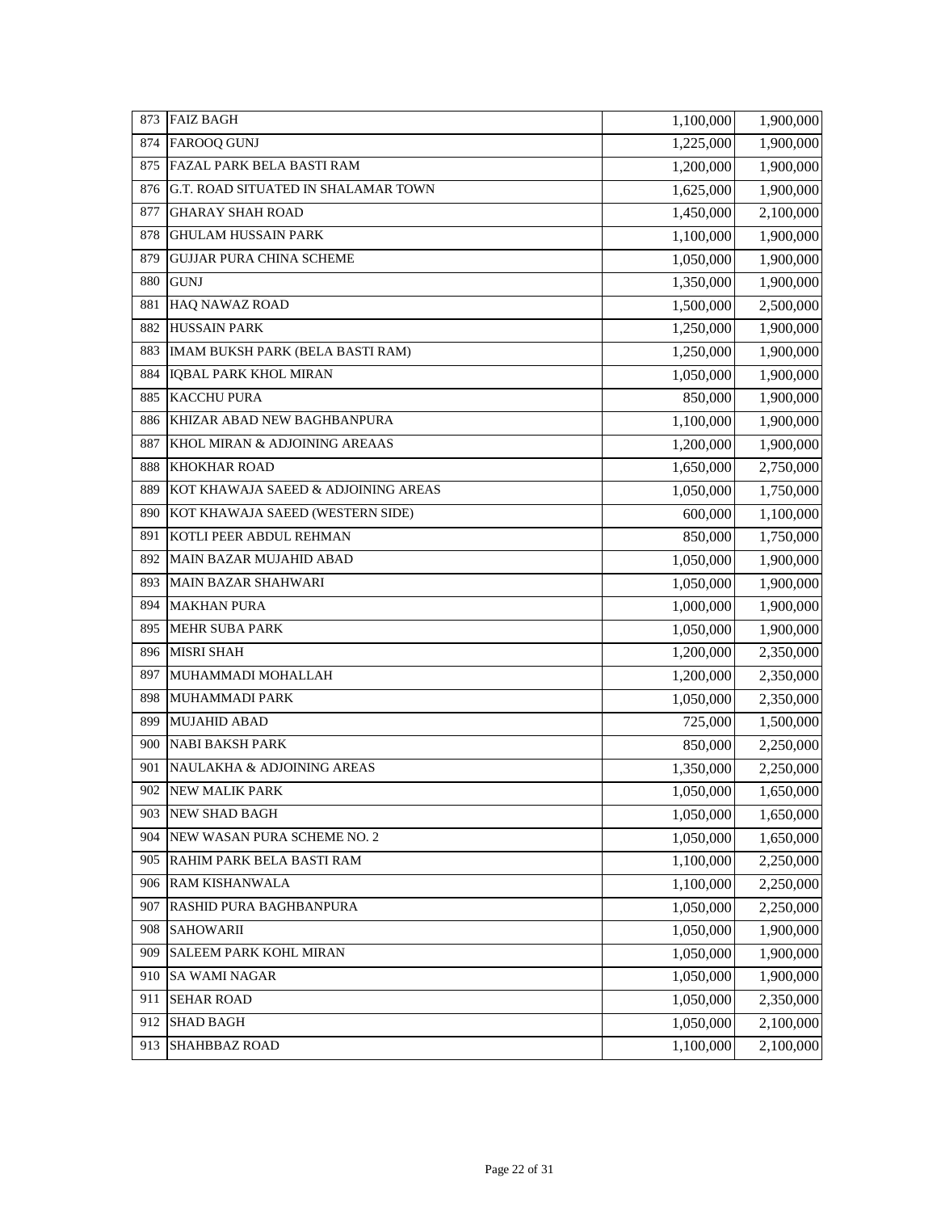| 873 | FAIZ BAGH | 1,100,000 | 1,900,000 |
|---|---|---|---|
| 874 | FAROOQ GUNJ | 1,225,000 | 1,900,000 |
| 875 | FAZAL PARK BELA BASTI RAM | 1,200,000 | 1,900,000 |
| 876 | G.T. ROAD SITUATED IN SHALAMAR TOWN | 1,625,000 | 1,900,000 |
| 877 | GHARAY SHAH ROAD | 1,450,000 | 2,100,000 |
| 878 | GHULAM HUSSAIN PARK | 1,100,000 | 1,900,000 |
| 879 | GUJJAR PURA CHINA SCHEME | 1,050,000 | 1,900,000 |
| 880 | GUNJ | 1,350,000 | 1,900,000 |
| 881 | HAQ NAWAZ ROAD | 1,500,000 | 2,500,000 |
| 882 | HUSSAIN PARK | 1,250,000 | 1,900,000 |
| 883 | IMAM BUKSH PARK (BELA BASTI RAM) | 1,250,000 | 1,900,000 |
| 884 | IQBAL PARK KHOL MIRAN | 1,050,000 | 1,900,000 |
| 885 | KACCHU PURA | 850,000 | 1,900,000 |
| 886 | KHIZAR ABAD NEW BAGHBANPURA | 1,100,000 | 1,900,000 |
| 887 | KHOL MIRAN & ADJOINING AREAAS | 1,200,000 | 1,900,000 |
| 888 | KHOKHAR ROAD | 1,650,000 | 2,750,000 |
| 889 | KOT KHAWAJA SAEED & ADJOINING AREAS | 1,050,000 | 1,750,000 |
| 890 | KOT KHAWAJA SAEED (WESTERN SIDE) | 600,000 | 1,100,000 |
| 891 | KOTLI PEER ABDUL REHMAN | 850,000 | 1,750,000 |
| 892 | MAIN BAZAR MUJAHID ABAD | 1,050,000 | 1,900,000 |
| 893 | MAIN BAZAR SHAHWARI | 1,050,000 | 1,900,000 |
| 894 | MAKHAN PURA | 1,000,000 | 1,900,000 |
| 895 | MEHR SUBA PARK | 1,050,000 | 1,900,000 |
| 896 | MISRI SHAH | 1,200,000 | 2,350,000 |
| 897 | MUHAMMADI MOHALLAH | 1,200,000 | 2,350,000 |
| 898 | MUHAMMADI PARK | 1,050,000 | 2,350,000 |
| 899 | MUJAHID ABAD | 725,000 | 1,500,000 |
| 900 | NABI BAKSH PARK | 850,000 | 2,250,000 |
| 901 | NAULAKHA & ADJOINING AREAS | 1,350,000 | 2,250,000 |
| 902 | NEW MALIK PARK | 1,050,000 | 1,650,000 |
| 903 | NEW SHAD BAGH | 1,050,000 | 1,650,000 |
| 904 | NEW WASAN PURA SCHEME NO. 2 | 1,050,000 | 1,650,000 |
| 905 | RAHIM PARK BELA BASTI RAM | 1,100,000 | 2,250,000 |
| 906 | RAM KISHANWALA | 1,100,000 | 2,250,000 |
| 907 | RASHID PURA BAGHBANPURA | 1,050,000 | 2,250,000 |
| 908 | SAHOWARII | 1,050,000 | 1,900,000 |
| 909 | SALEEM PARK KOHL MIRAN | 1,050,000 | 1,900,000 |
| 910 | SA WAMI NAGAR | 1,050,000 | 1,900,000 |
| 911 | SEHAR ROAD | 1,050,000 | 2,350,000 |
| 912 | SHAD BAGH | 1,050,000 | 2,100,000 |
| 913 | SHAHBBAZ ROAD | 1,100,000 | 2,100,000 |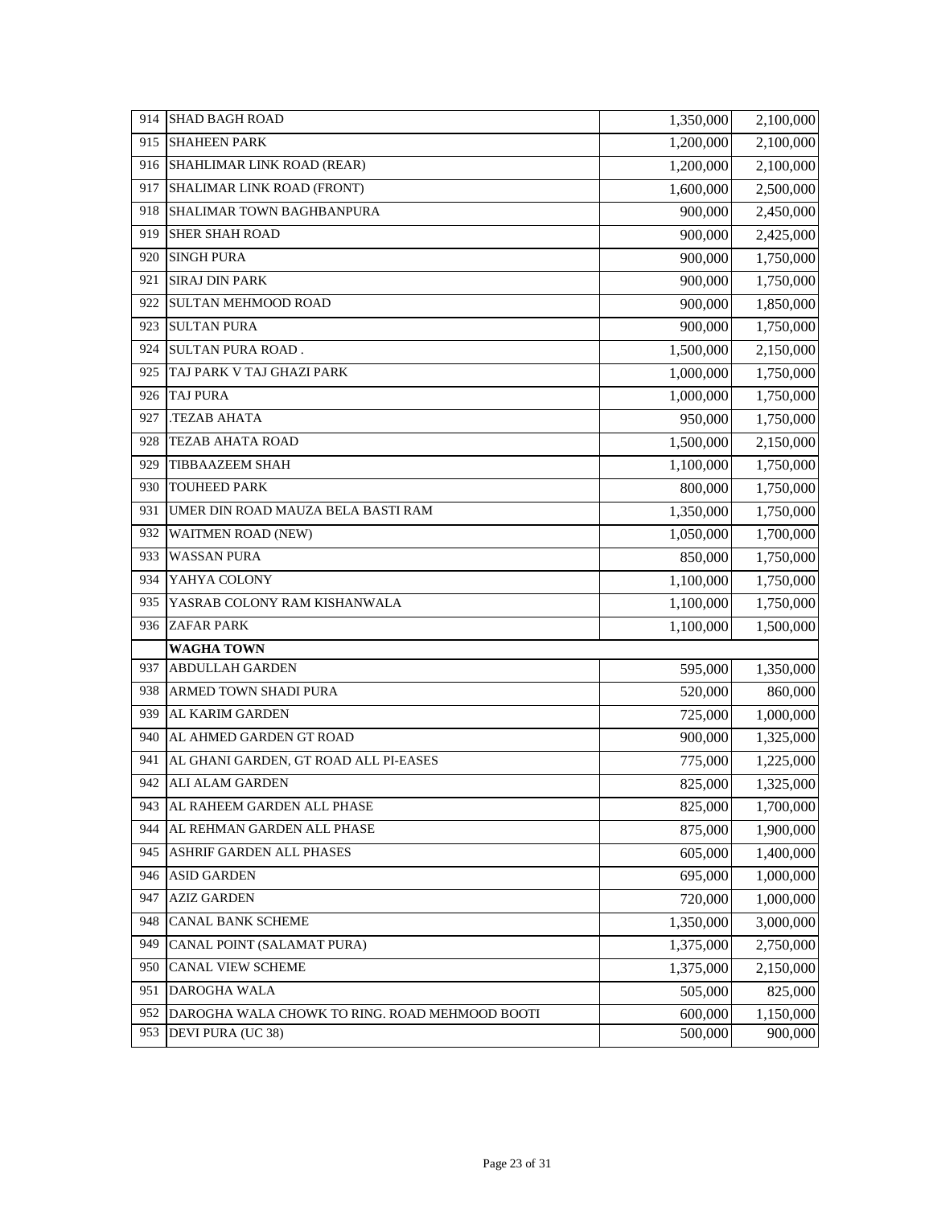| | | | |
|---|---|---|---|
| 914 | SHAD BAGH ROAD | 1,350,000 | 2,100,000 |
| 915 | SHAHEEN PARK | 1,200,000 | 2,100,000 |
| 916 | SHAHLIMAR LINK ROAD (REAR) | 1,200,000 | 2,100,000 |
| 917 | SHALIMAR LINK ROAD (FRONT) | 1,600,000 | 2,500,000 |
| 918 | SHALIMAR TOWN BAGHBANPURA | 900,000 | 2,450,000 |
| 919 | SHER SHAH ROAD | 900,000 | 2,425,000 |
| 920 | SINGH PURA | 900,000 | 1,750,000 |
| 921 | SIRAJ DIN PARK | 900,000 | 1,750,000 |
| 922 | SULTAN MEHMOOD ROAD | 900,000 | 1,850,000 |
| 923 | SULTAN PURA | 900,000 | 1,750,000 |
| 924 | SULTAN PURA ROAD . | 1,500,000 | 2,150,000 |
| 925 | TAJ PARK V TAJ GHAZI PARK | 1,000,000 | 1,750,000 |
| 926 | TAJ PURA | 1,000,000 | 1,750,000 |
| 927 | .TEZAB AHATA | 950,000 | 1,750,000 |
| 928 | TEZAB AHATA ROAD | 1,500,000 | 2,150,000 |
| 929 | TIBBAAZEEM SHAH | 1,100,000 | 1,750,000 |
| 930 | TOUHEED PARK | 800,000 | 1,750,000 |
| 931 | UMER DIN ROAD MAUZA BELA BASTI RAM | 1,350,000 | 1,750,000 |
| 932 | WAITMEN ROAD (NEW) | 1,050,000 | 1,700,000 |
| 933 | WASSAN PURA | 850,000 | 1,750,000 |
| 934 | YAHYA COLONY | 1,100,000 | 1,750,000 |
| 935 | YASRAB COLONY RAM KISHANWALA | 1,100,000 | 1,750,000 |
| 936 | ZAFAR PARK | 1,100,000 | 1,500,000 |
| | **WAGHA TOWN** | | |
| 937 | ABDULLAH GARDEN | 595,000 | 1,350,000 |
| 938 | ARMED TOWN SHADI PURA | 520,000 | 860,000 |
| 939 | AL KARIM GARDEN | 725,000 | 1,000,000 |
| 940 | AL AHMED GARDEN GT ROAD | 900,000 | 1,325,000 |
| 941 | AL GHANI GARDEN, GT ROAD ALL PI-EASES | 775,000 | 1,225,000 |
| 942 | ALI ALAM GARDEN | 825,000 | 1,325,000 |
| 943 | AL RAHEEM GARDEN ALL PHASE | 825,000 | 1,700,000 |
| 944 | AL REHMAN GARDEN ALL PHASE | 875,000 | 1,900,000 |
| 945 | ASHRIF GARDEN ALL PHASES | 605,000 | 1,400,000 |
| 946 | ASID GARDEN | 695,000 | 1,000,000 |
| 947 | AZIZ GARDEN | 720,000 | 1,000,000 |
| 948 | CANAL BANK SCHEME | 1,350,000 | 3,000,000 |
| 949 | CANAL POINT (SALAMAT PURA) | 1,375,000 | 2,750,000 |
| 950 | CANAL VIEW SCHEME | 1,375,000 | 2,150,000 |
| 951 | DAROGHA WALA | 505,000 | 825,000 |
| 952 | DAROGHA WALA CHOWK TO RING. ROAD MEHMOOD BOOTI | 600,000 | 1,150,000 |
| 953 | DEVI PURA (UC 38) | 500,000 | 900,000 |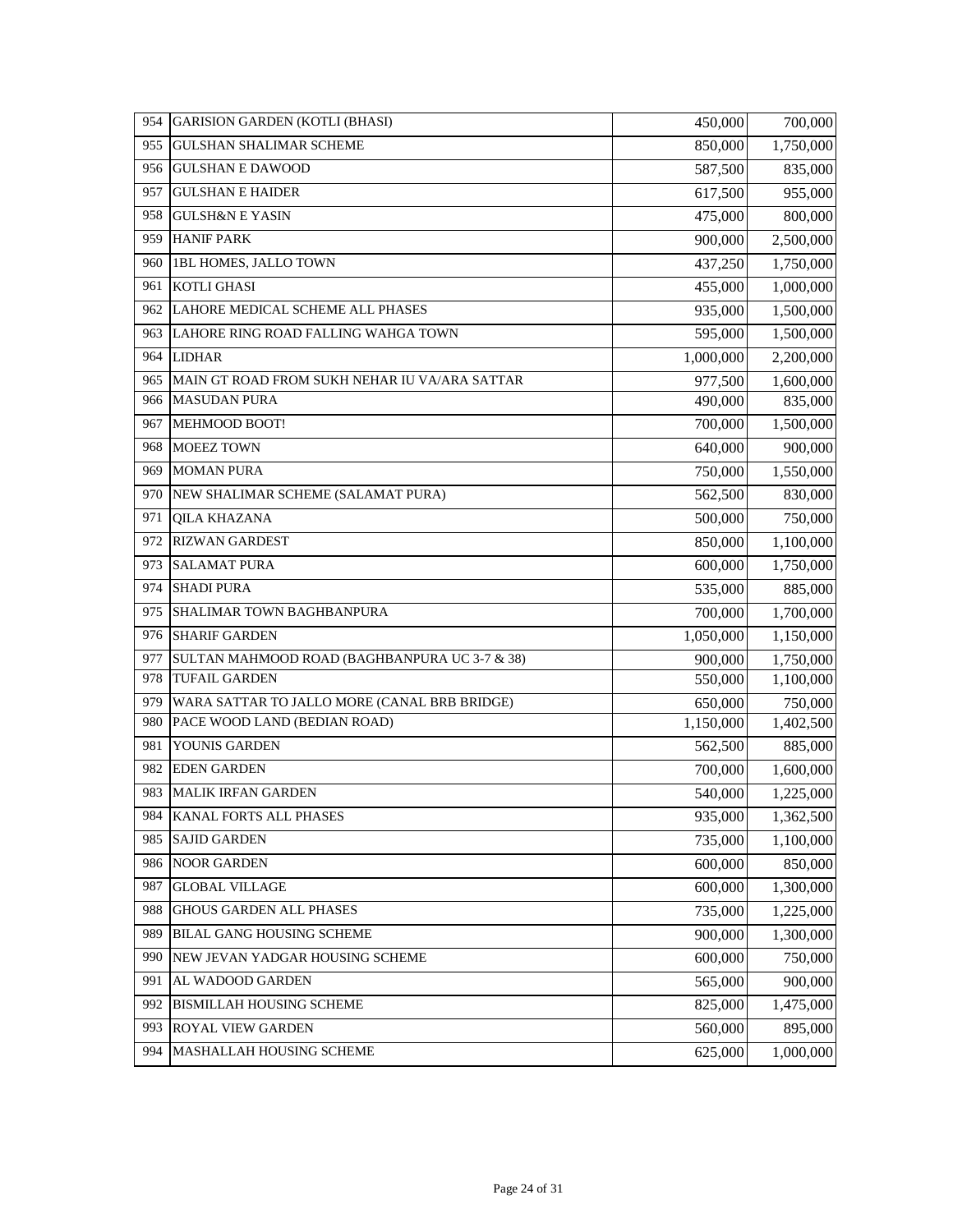| 954 | GARISION GARDEN (KOTLI (BHASI) | 450,000 | 700,000 |
|---|---|---|---|
| 955 | GULSHAN SHALIMAR SCHEME | 850,000 | 1,750,000 |
| 956 | GULSHAN E DAWOOD | 587,500 | 835,000 |
| 957 | GULSHAN E HAIDER | 617,500 | 955,000 |
| 958 | GULSH&N E YASIN | 475,000 | 800,000 |
| 959 | HANIF PARK | 900,000 | 2,500,000 |
| 960 | 1BL HOMES, JALLO TOWN | 437,250 | 1,750,000 |
| 961 | KOTLI GHASI | 455,000 | 1,000,000 |
| 962 | LAHORE MEDICAL SCHEME ALL PHASES | 935,000 | 1,500,000 |
| 963 | LAHORE RING ROAD FALLING WAHGA TOWN | 595,000 | 1,500,000 |
| 964 | LIDHAR | 1,000,000 | 2,200,000 |
| 965 | MAIN GT ROAD FROM SUKH NEHAR IU VA/ARA SATTAR | 977,500 | 1,600,000 |
| 966 | MASUDAN PURA | 490,000 | 835,000 |
| 967 | MEHMOOD BOOT! | 700,000 | 1,500,000 |
| 968 | MOEEZ TOWN | 640,000 | 900,000 |
| 969 | MOMAN PURA | 750,000 | 1,550,000 |
| 970 | NEW SHALIMAR SCHEME (SALAMAT PURA) | 562,500 | 830,000 |
| 971 | QILA KHAZANA | 500,000 | 750,000 |
| 972 | RIZWAN GARDEST | 850,000 | 1,100,000 |
| 973 | SALAMAT PURA | 600,000 | 1,750,000 |
| 974 | SHADI PURA | 535,000 | 885,000 |
| 975 | SHALIMAR TOWN BAGHBANPURA | 700,000 | 1,700,000 |
| 976 | SHARIF GARDEN | 1,050,000 | 1,150,000 |
| 977 | SULTAN MAHMOOD ROAD (BAGHBANPURA UC 3-7 & 38) | 900,000 | 1,750,000 |
| 978 | TUFAIL GARDEN | 550,000 | 1,100,000 |
| 979 | WARA SATTAR TO JALLO MORE (CANAL BRB BRIDGE) | 650,000 | 750,000 |
| 980 | PACE WOOD LAND (BEDIAN ROAD) | 1,150,000 | 1,402,500 |
| 981 | YOUNIS GARDEN | 562,500 | 885,000 |
| 982 | EDEN GARDEN | 700,000 | 1,600,000 |
| 983 | MALIK IRFAN GARDEN | 540,000 | 1,225,000 |
| 984 | KANAL FORTS ALL PHASES | 935,000 | 1,362,500 |
| 985 | SAJID GARDEN | 735,000 | 1,100,000 |
| 986 | NOOR GARDEN | 600,000 | 850,000 |
| 987 | GLOBAL VILLAGE | 600,000 | 1,300,000 |
| 988 | GHOUS GARDEN ALL PHASES | 735,000 | 1,225,000 |
| 989 | BILAL GANG HOUSING SCHEME | 900,000 | 1,300,000 |
| 990 | NEW JEVAN YADGAR HOUSING SCHEME | 600,000 | 750,000 |
| 991 | AL WADOOD GARDEN | 565,000 | 900,000 |
| 992 | BISMILLAH HOUSING SCHEME | 825,000 | 1,475,000 |
| 993 | ROYAL VIEW GARDEN | 560,000 | 895,000 |
| 994 | MASHALLAH HOUSING SCHEME | 625,000 | 1,000,000 |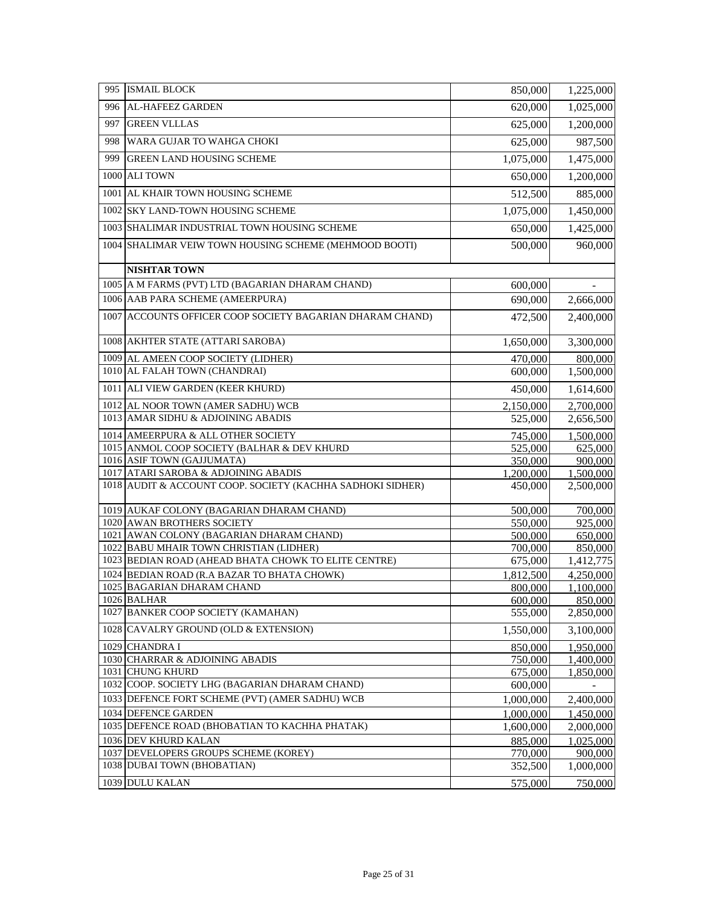| | | | |
|---|---|---|---|
| 995 | ISMAIL BLOCK | 850,000 | 1,225,000 |
| 996 | AL-HAFEEZ GARDEN | 620,000 | 1,025,000 |
| 997 | GREEN VLLLAS | 625,000 | 1,200,000 |
| 998 | WARA GUJAR TO WAHGA CHOKI | 625,000 | 987,500 |
| 999 | GREEN LAND HOUSING SCHEME | 1,075,000 | 1,475,000 |
| 1000 | ALI TOWN | 650,000 | 1,200,000 |
| 1001 | AL KHAIR TOWN HOUSING SCHEME | 512,500 | 885,000 |
| 1002 | SKY LAND-TOWN HOUSING SCHEME | 1,075,000 | 1,450,000 |
| 1003 | SHALIMAR INDUSTRIAL TOWN HOUSING SCHEME | 650,000 | 1,425,000 |
| 1004 | SHALIMAR VEIW TOWN HOUSING SCHEME (MEHMOOD BOOTI) | 500,000 | 960,000 |
| | **NISHTAR TOWN** | | |
| 1005 | A M FARMS (PVT) LTD (BAGARIAN DHARAM CHAND) | 600,000 | - |
| 1006 | AAB PARA SCHEME (AMEERPURA) | 690,000 | 2,666,000 |
| 1007 | ACCOUNTS OFFICER COOP SOCIETY BAGARIAN DHARAM CHAND) | 472,500 | 2,400,000 |
| 1008 | AKHTER STATE (ATTARI SAROBA) | 1,650,000 | 3,300,000 |
| 1009 | AL AMEEN COOP SOCIETY (LIDHER) | 470,000 | 800,000 |
| 1010 | AL FALAH TOWN (CHANDRAI) | 600,000 | 1,500,000 |
| 1011 | ALI VIEW GARDEN (KEER KHURD) | 450,000 | 1,614,600 |
| 1012 | AL NOOR TOWN (AMER SADHU) WCB | 2,150,000 | 2,700,000 |
| 1013 | AMAR SIDHU & ADJOINING ABADIS | 525,000 | 2,656,500 |
| 1014 | AMEERPURA & ALL OTHER SOCIETY | 745,000 | 1,500,000 |
| 1015 | ANMOL COOP SOCIETY (BALHAR & DEV KHURD | 525,000 | 625,000 |
| 1016 | ASIF TOWN (GAJJUMATA) | 350,000 | 900,000 |
| 1017 | ATARI SAROBA & ADJOINING ABADIS | 1,200,000 | 1,500,000 |
| 1018 | AUDIT & ACCOUNT COOP. SOCIETY (KACHHA SADHOKI SIDHER) | 450,000 | 2,500,000 |
| 1019 | AUKAF COLONY (BAGARIAN DHARAM CHAND) | 500,000 | 700,000 |
| 1020 | AWAN BROTHERS SOCIETY | 550,000 | 925,000 |
| 1021 | AWAN COLONY (BAGARIAN DHARAM CHAND) | 500,000 | 650,000 |
| 1022 | BABU MHAIR TOWN CHRISTIAN (LIDHER) | 700,000 | 850,000 |
| 1023 | BEDIAN ROAD (AHEAD BHATA CHOWK TO ELITE CENTRE) | 675,000 | 1,412,775 |
| 1024 | BEDIAN ROAD (R.A BAZAR TO BHATA CHOWK) | 1,812,500 | 4,250,000 |
| 1025 | BAGARIAN DHARAM CHAND | 800,000 | 1,100,000 |
| 1026 | BALHAR | 600,000 | 850,000 |
| 1027 | BANKER COOP SOCIETY (KAMAHAN) | 555,000 | 2,850,000 |
| 1028 | CAVALRY GROUND (OLD & EXTENSION) | 1,550,000 | 3,100,000 |
| 1029 | CHANDRA I | 850,000 | 1,950,000 |
| 1030 | CHARRAR & ADJOINING ABADIS | 750,000 | 1,400,000 |
| 1031 | CHUNG KHURD | 675,000 | 1,850,000 |
| 1032 | COOP. SOCIETY LHG (BAGARIAN DHARAM CHAND) | 600,000 | - |
| 1033 | DEFENCE FORT SCHEME (PVT) (AMER SADHU) WCB | 1,000,000 | 2,400,000 |
| 1034 | DEFENCE GARDEN | 1,000,000 | 1,450,000 |
| 1035 | DEFENCE ROAD (BHOBATIAN TO KACHHA PHATAK) | 1,600,000 | 2,000,000 |
| 1036 | DEV KHURD KALAN | 885,000 | 1,025,000 |
| 1037 | DEVELOPERS GROUPS SCHEME (KOREY) | 770,000 | 900,000 |
| 1038 | DUBAI TOWN (BHOBATIAN) | 352,500 | 1,000,000 |
| 1039 | DULU KALAN | 575,000 | 750,000 |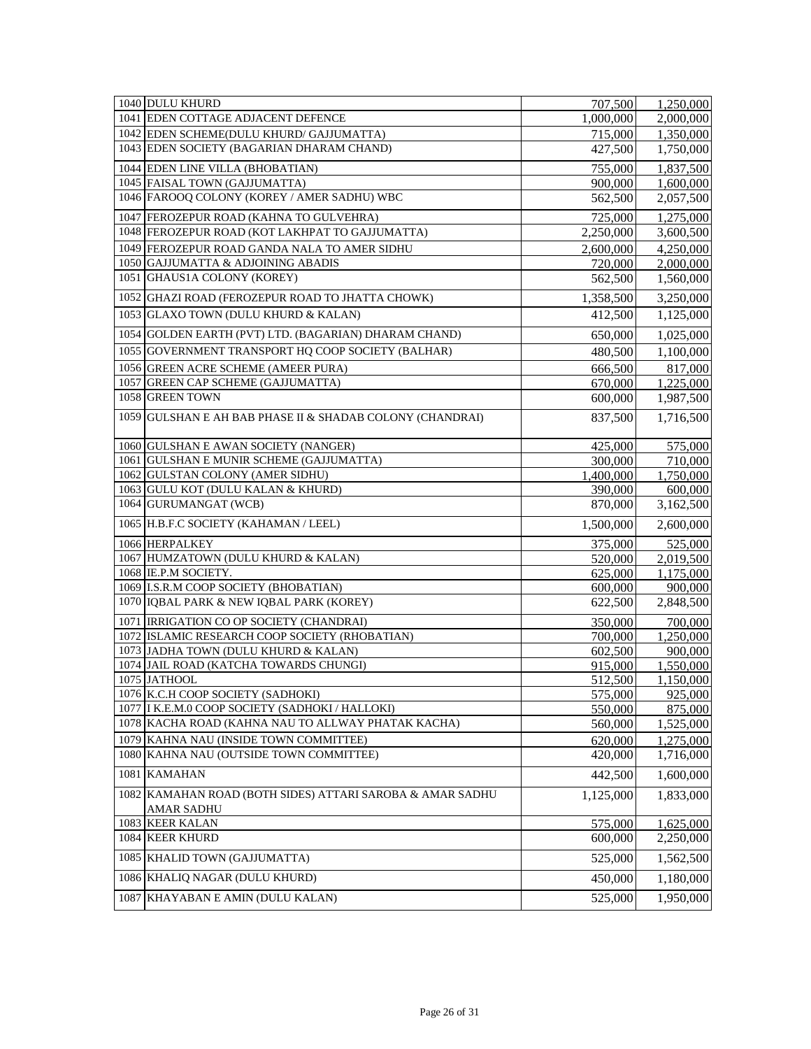| | | | |
|---|---|---|---|
| 1040 | DULU KHURD | 707,500 | 1,250,000 |
| 1041 | EDEN COTTAGE ADJACENT DEFENCE | 1,000,000 | 2,000,000 |
| 1042 | EDEN SCHEME(DULU KHURD/ GAJJUMATTA) | 715,000 | 1,350,000 |
| 1043 | EDEN SOCIETY (BAGARIAN DHARAM CHAND) | 427,500 | 1,750,000 |
| 1044 | EDEN LINE VILLA (BHOBATIAN) | 755,000 | 1,837,500 |
| 1045 | FAISAL TOWN (GAJJUMATTA) | 900,000 | 1,600,000 |
| 1046 | FAROOQ COLONY (KOREY / AMER SADHU) WBC | 562,500 | 2,057,500 |
| 1047 | FEROZEPUR ROAD (KAHNA TO GULVEHRA) | 725,000 | 1,275,000 |
| 1048 | FEROZEPUR ROAD (KOT LAKHPAT TO GAJJUMATTA) | 2,250,000 | 3,600,500 |
| 1049 | FEROZEPUR ROAD GANDA NALA TO AMER SIDHU | 2,600,000 | 4,250,000 |
| 1050 | GAJJUMATTA & ADJOINING ABADIS | 720,000 | 2,000,000 |
| 1051 | GHAUS1A COLONY (KOREY) | 562,500 | 1,560,000 |
| 1052 | GHAZI ROAD (FEROZEPUR ROAD TO JHATTA CHOWK) | 1,358,500 | 3,250,000 |
| 1053 | GLAXO TOWN (DULU KHURD & KALAN) | 412,500 | 1,125,000 |
| 1054 | GOLDEN EARTH (PVT) LTD. (BAGARIAN) DHARAM CHAND) | 650,000 | 1,025,000 |
| 1055 | GOVERNMENT TRANSPORT HQ COOP SOCIETY (BALHAR) | 480,500 | 1,100,000 |
| 1056 | GREEN ACRE SCHEME (AMEER PURA) | 666,500 | 817,000 |
| 1057 | GREEN CAP SCHEME (GAJJUMATTA) | 670,000 | 1,225,000 |
| 1058 | GREEN TOWN | 600,000 | 1,987,500 |
| 1059 | GULSHAN E AH BAB PHASE II & SHADAB COLONY (CHANDRAI) | 837,500 | 1,716,500 |
| 1060 | GULSHAN E AWAN SOCIETY (NANGER) | 425,000 | 575,000 |
| 1061 | GULSHAN E MUNIR SCHEME (GAJJUMATTA) | 300,000 | 710,000 |
| 1062 | GULSTAN COLONY (AMER SIDHU) | 1,400,000 | 1,750,000 |
| 1063 | GULU KOT (DULU KALAN & KHURD) | 390,000 | 600,000 |
| 1064 | GURUMANGAT (WCB) | 870,000 | 3,162,500 |
| 1065 | H.B.F.C SOCIETY (KAHAMAN / LEEL) | 1,500,000 | 2,600,000 |
| 1066 | HERPALKEY | 375,000 | 525,000 |
| 1067 | HUMZATOWN (DULU KHURD & KALAN) | 520,000 | 2,019,500 |
| 1068 | IE.P.M SOCIETY. | 625,000 | 1,175,000 |
| 1069 | I.S.R.M COOP SOCIETY (BHOBATIAN) | 600,000 | 900,000 |
| 1070 | IQBAL PARK & NEW IQBAL PARK (KOREY) | 622,500 | 2,848,500 |
| 1071 | IRRIGATION CO OP SOCIETY (CHANDRAI) | 350,000 | 700,000 |
| 1072 | ISLAMIC RESEARCH COOP SOCIETY (RHOBATIAN) | 700,000 | 1,250,000 |
| 1073 | JADHA TOWN (DULU KHURD & KALAN) | 602,500 | 900,000 |
| 1074 | JAIL ROAD (KATCHA TOWARDS CHUNGI) | 915,000 | 1,550,000 |
| 1075 | JATHOOL | 512,500 | 1,150,000 |
| 1076 | K.C.H COOP SOCIETY (SADHOKI) | 575,000 | 925,000 |
| 1077 | I K.E.M.0 COOP SOCIETY (SADHOKI / HALLOKI) | 550,000 | 875,000 |
| 1078 | KACHA ROAD (KAHNA NAU TO ALLWAY PHATAK KACHA) | 560,000 | 1,525,000 |
| 1079 | KAHNA NAU (INSIDE TOWN COMMITTEE) | 620,000 | 1,275,000 |
| 1080 | KAHNA NAU (OUTSIDE TOWN COMMITTEE) | 420,000 | 1,716,000 |
| 1081 | KAMAHAN | 442,500 | 1,600,000 |
| 1082 | KAMAHAN ROAD (BOTH SIDES) ATTARI SAROBA & AMAR SADHU AMAR SADHU | 1,125,000 | 1,833,000 |
| 1083 | KEER KALAN | 575,000 | 1,625,000 |
| 1084 | KEER KHURD | 600,000 | 2,250,000 |
| 1085 | KHALID TOWN (GAJJUMATTA) | 525,000 | 1,562,500 |
| 1086 | KHALIQ NAGAR (DULU KHURD) | 450,000 | 1,180,000 |
| 1087 | KHAYABAN E AMIN (DULU KALAN) | 525,000 | 1,950,000 |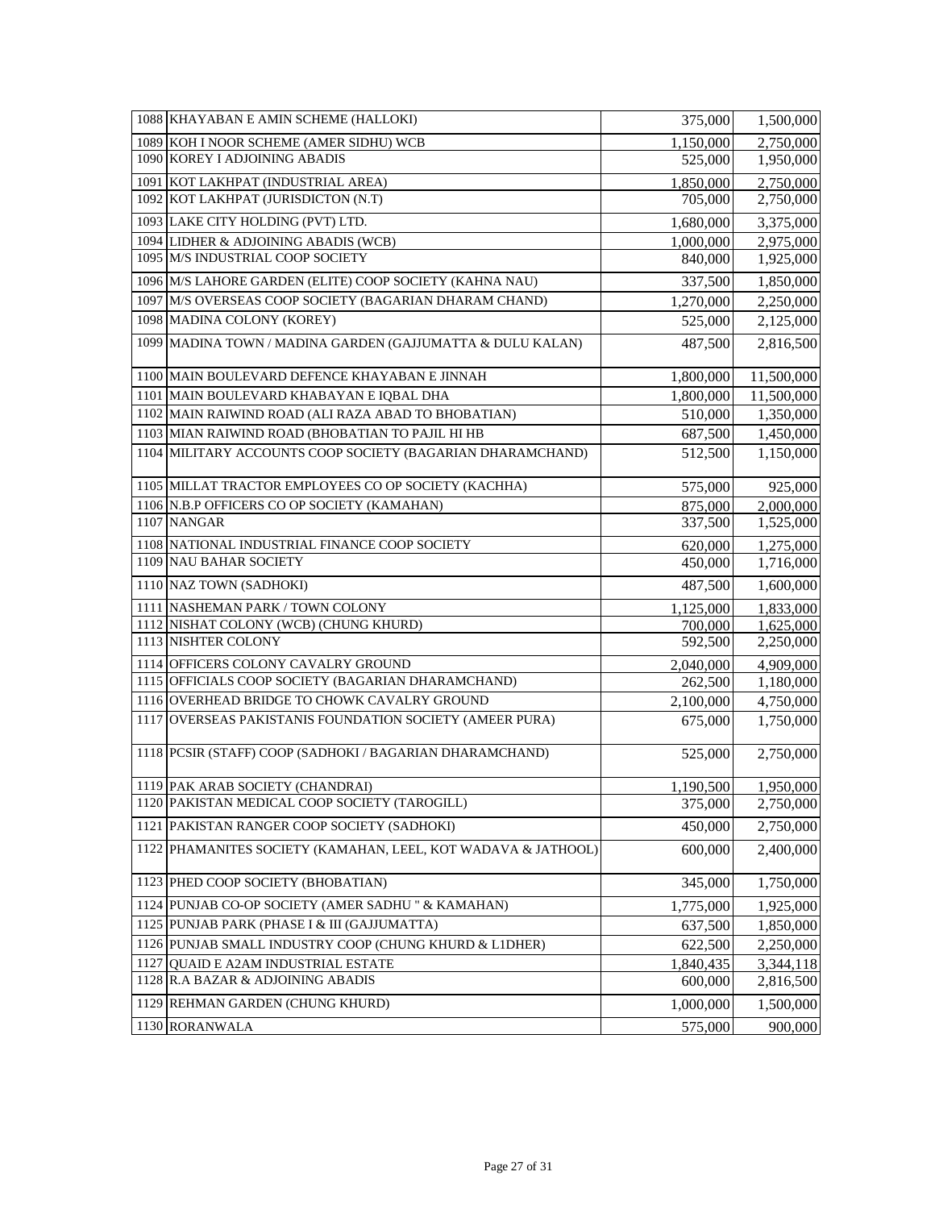| | | | |
|---|---|---|---|
| 1088 | KHAYABAN E AMIN SCHEME (HALLOKI) | 375,000 | 1,500,000 |
| 1089 | KOH I NOOR SCHEME (AMER SIDHU) WCB | 1,150,000 | 2,750,000 |
| 1090 | KOREY I ADJOINING ABADIS | 525,000 | 1,950,000 |
| 1091 | KOT LAKHPAT (INDUSTRIAL AREA) | 1,850,000 | 2,750,000 |
| 1092 | KOT LAKHPAT (JURISDICTON (N.T) | 705,000 | 2,750,000 |
| 1093 | LAKE CITY HOLDING (PVT) LTD. | 1,680,000 | 3,375,000 |
| 1094 | LIDHER & ADJOINING ABADIS (WCB) | 1,000,000 | 2,975,000 |
| 1095 | M/S INDUSTRIAL COOP SOCIETY | 840,000 | 1,925,000 |
| 1096 | M/S LAHORE GARDEN (ELITE) COOP SOCIETY (KAHNA NAU) | 337,500 | 1,850,000 |
| 1097 | M/S OVERSEAS COOP SOCIETY (BAGARIAN DHARAM CHAND) | 1,270,000 | 2,250,000 |
| 1098 | MADINA COLONY (KOREY) | 525,000 | 2,125,000 |
| 1099 | MADINA TOWN / MADINA GARDEN (GAJJUMATTA & DULU KALAN) | 487,500 | 2,816,500 |
| 1100 | MAIN BOULEVARD DEFENCE KHAYABAN E JINNAH | 1,800,000 | 11,500,000 |
| 1101 | MAIN BOULEVARD KHABAYAN E IQBAL DHA | 1,800,000 | 11,500,000 |
| 1102 | MAIN RAIWIND ROAD (ALI RAZA ABAD TO BHOBATIAN) | 510,000 | 1,350,000 |
| 1103 | MIAN RAIWIND ROAD (BHOBATIAN TO PAJIL HI HB | 687,500 | 1,450,000 |
| 1104 | MILITARY ACCOUNTS COOP SOCIETY (BAGARIAN DHARAMCHAND) | 512,500 | 1,150,000 |
| 1105 | MILLAT TRACTOR EMPLOYEES CO OP SOCIETY (KACHHA) | 575,000 | 925,000 |
| 1106 | N.B.P OFFICERS CO OP SOCIETY (KAMAHAN) | 875,000 | 2,000,000 |
| 1107 | NANGAR | 337,500 | 1,525,000 |
| 1108 | NATIONAL INDUSTRIAL FINANCE COOP SOCIETY | 620,000 | 1,275,000 |
| 1109 | NAU BAHAR SOCIETY | 450,000 | 1,716,000 |
| 1110 | NAZ TOWN (SADHOKI) | 487,500 | 1,600,000 |
| 1111 | NASHEMAN PARK / TOWN COLONY | 1,125,000 | 1,833,000 |
| 1112 | NISHAT COLONY (WCB) (CHUNG KHURD) | 700,000 | 1,625,000 |
| 1113 | NISHTER COLONY | 592,500 | 2,250,000 |
| 1114 | OFFICERS COLONY CAVALRY GROUND | 2,040,000 | 4,909,000 |
| 1115 | OFFICIALS COOP SOCIETY (BAGARIAN DHARAMCHAND) | 262,500 | 1,180,000 |
| 1116 | OVERHEAD BRIDGE TO CHOWK CAVALRY GROUND | 2,100,000 | 4,750,000 |
| 1117 | OVERSEAS PAKISTANIS FOUNDATION SOCIETY (AMEER PURA) | 675,000 | 1,750,000 |
| 1118 | PCSIR (STAFF) COOP (SADHOKI / BAGARIAN DHARAMCHAND) | 525,000 | 2,750,000 |
| 1119 | PAK ARAB SOCIETY (CHANDRAI) | 1,190,500 | 1,950,000 |
| 1120 | PAKISTAN MEDICAL COOP SOCIETY (TAROGILL) | 375,000 | 2,750,000 |
| 1121 | PAKISTAN RANGER COOP SOCIETY (SADHOKI) | 450,000 | 2,750,000 |
| 1122 | PHAMANITES SOCIETY (KAMAHAN, LEEL, KOT WADAVA & JATHOOL) | 600,000 | 2,400,000 |
| 1123 | PHED COOP SOCIETY (BHOBATIAN) | 345,000 | 1,750,000 |
| 1124 | PUNJAB CO-OP SOCIETY (AMER SADHU " & KAMAHAN) | 1,775,000 | 1,925,000 |
| 1125 | PUNJAB PARK (PHASE I & III (GAJJUMATTA) | 637,500 | 1,850,000 |
| 1126 | PUNJAB SMALL INDUSTRY COOP (CHUNG KHURD & L1DHER) | 622,500 | 2,250,000 |
| 1127 | QUAID E A2AM INDUSTRIAL ESTATE | 1,840,435 | 3,344,118 |
| 1128 | R.A BAZAR & ADJOINING ABADIS | 600,000 | 2,816,500 |
| 1129 | REHMAN GARDEN (CHUNG KHURD) | 1,000,000 | 1,500,000 |
| 1130 | RORANWALA | 575,000 | 900,000 |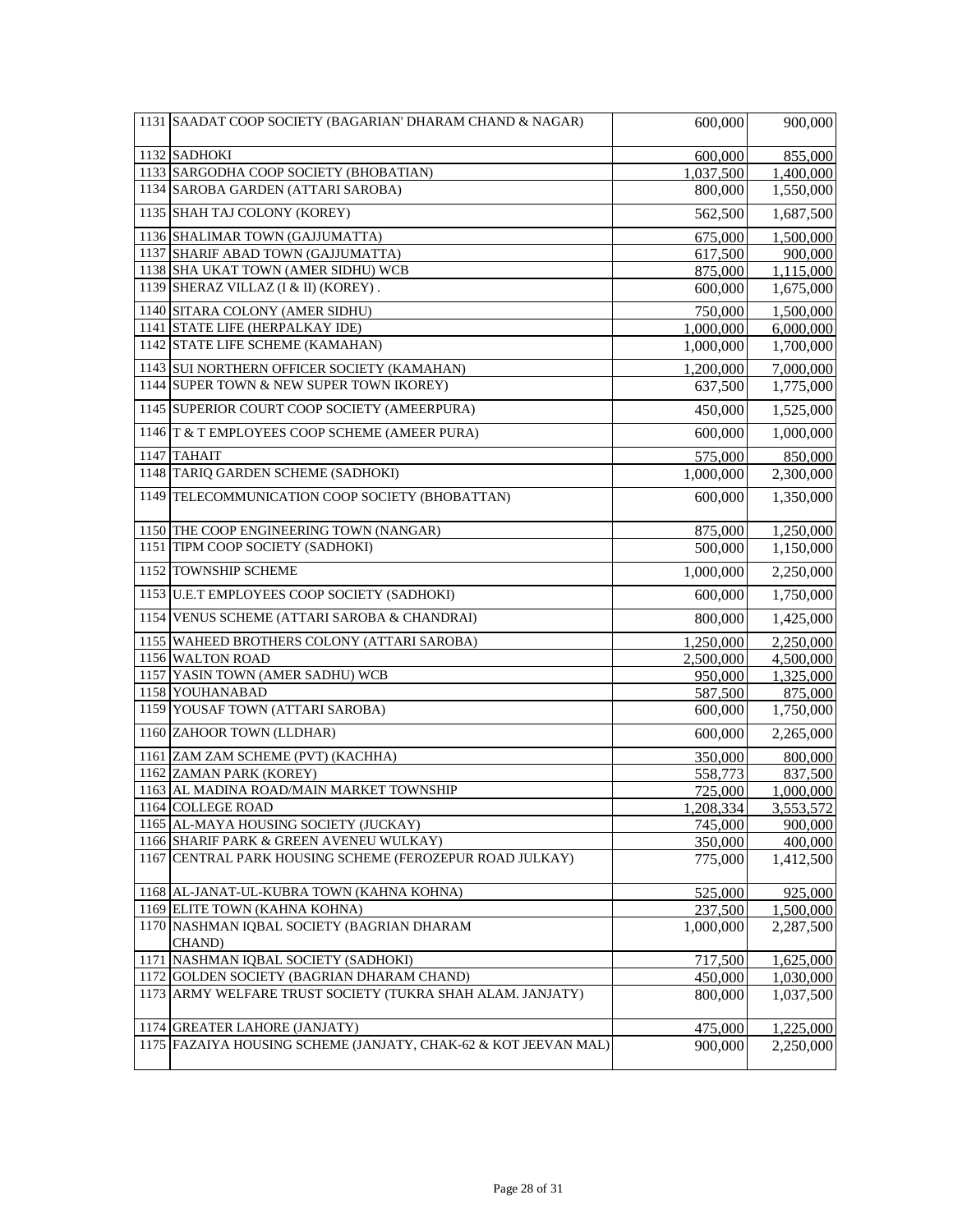| | | | |
|---|---|---|---|
| 1131 | SAADAT COOP SOCIETY (BAGARIAN' DHARAM CHAND & NAGAR) | 600,000 | 900,000 |
| 1132 | SADHOKI | 600,000 | 855,000 |
| 1133 | SARGODHA COOP SOCIETY (BHOBATIAN) | 1,037,500 | 1,400,000 |
| 1134 | SAROBA GARDEN (ATTARI SAROBA) | 800,000 | 1,550,000 |
| 1135 | SHAH TAJ COLONY (KOREY) | 562,500 | 1,687,500 |
| 1136 | SHALIMAR TOWN (GAJJUMATTA) | 675,000 | 1,500,000 |
| 1137 | SHARIF ABAD TOWN (GAJJUMATTA) | 617,500 | 900,000 |
| 1138 | SHA UKAT TOWN (AMER SIDHU) WCB | 875,000 | 1,115,000 |
| 1139 | SHERAZ VILLAZ (I & II) (KOREY) . | 600,000 | 1,675,000 |
| 1140 | SITARA COLONY (AMER SIDHU) | 750,000 | 1,500,000 |
| 1141 | STATE LIFE (HERPALKAY IDE) | 1,000,000 | 6,000,000 |
| 1142 | STATE LIFE SCHEME (KAMAHAN) | 1,000,000 | 1,700,000 |
| 1143 | SUI NORTHERN OFFICER SOCIETY (KAMAHAN) | 1,200,000 | 7,000,000 |
| 1144 | SUPER TOWN & NEW SUPER TOWN IKOREY) | 637,500 | 1,775,000 |
| 1145 | SUPERIOR COURT COOP SOCIETY (AMEERPURA) | 450,000 | 1,525,000 |
| 1146 | T & T EMPLOYEES COOP SCHEME (AMEER PURA) | 600,000 | 1,000,000 |
| 1147 | TAHAIT | 575,000 | 850,000 |
| 1148 | TARIQ GARDEN SCHEME (SADHOKI) | 1,000,000 | 2,300,000 |
| 1149 | TELECOMMUNICATION COOP SOCIETY (BHOBATTAN) | 600,000 | 1,350,000 |
| 1150 | THE COOP ENGINEERING TOWN (NANGAR) | 875,000 | 1,250,000 |
| 1151 | TIPM COOP SOCIETY (SADHOKI) | 500,000 | 1,150,000 |
| 1152 | TOWNSHIP SCHEME | 1,000,000 | 2,250,000 |
| 1153 | U.E.T EMPLOYEES COOP SOCIETY (SADHOKI) | 600,000 | 1,750,000 |
| 1154 | VENUS SCHEME (ATTARI SAROBA & CHANDRAI) | 800,000 | 1,425,000 |
| 1155 | WAHEED BROTHERS COLONY (ATTARI SAROBA) | 1,250,000 | 2,250,000 |
| 1156 | WALTON ROAD | 2,500,000 | 4,500,000 |
| 1157 | YASIN TOWN (AMER SADHU) WCB | 950,000 | 1,325,000 |
| 1158 | YOUHANABAD | 587,500 | 875,000 |
| 1159 | YOUSAF TOWN (ATTARI SAROBA) | 600,000 | 1,750,000 |
| 1160 | ZAHOOR TOWN (LLDHAR) | 600,000 | 2,265,000 |
| 1161 | ZAM ZAM SCHEME (PVT) (KACHHA) | 350,000 | 800,000 |
| 1162 | ZAMAN PARK (KOREY) | 558,773 | 837,500 |
| 1163 | AL MADINA ROAD/MAIN MARKET TOWNSHIP | 725,000 | 1,000,000 |
| 1164 | COLLEGE ROAD | 1,208,334 | 3,553,572 |
| 1165 | AL-MAYA HOUSING SOCIETY (JUCKAY) | 745,000 | 900,000 |
| 1166 | SHARIF PARK & GREEN AVENEU WULKAY) | 350,000 | 400,000 |
| 1167 | CENTRAL PARK HOUSING SCHEME (FEROZEPUR ROAD JULKAY) | 775,000 | 1,412,500 |
| 1168 | AL-JANAT-UL-KUBRA TOWN (KAHNA KOHNA) | 525,000 | 925,000 |
| 1169 | ELITE TOWN (KAHNA KOHNA) | 237,500 | 1,500,000 |
| 1170 | NASHMAN IQBAL SOCIETY (BAGRIAN DHARAM CHAND) | 1,000,000 | 2,287,500 |
| 1171 | NASHMAN IQBAL SOCIETY (SADHOKI) | 717,500 | 1,625,000 |
| 1172 | GOLDEN SOCIETY (BAGRIAN DHARAM CHAND) | 450,000 | 1,030,000 |
| 1173 | ARMY WELFARE TRUST SOCIETY (TUKRA SHAH ALAM. JANJATY) | 800,000 | 1,037,500 |
| 1174 | GREATER LAHORE (JANJATY) | 475,000 | 1,225,000 |
| 1175 | FAZAIYA HOUSING SCHEME (JANJATY, CHAK-62 & KOT JEEVAN MAL) | 900,000 | 2,250,000 |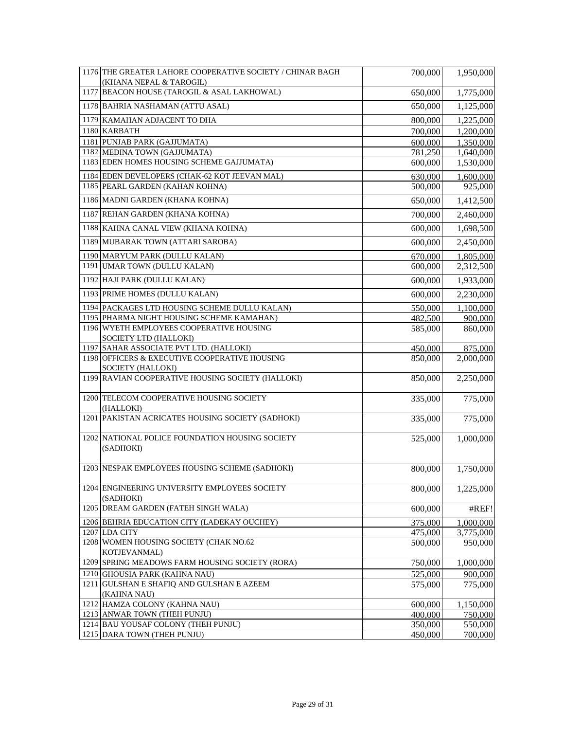| | | | |
|---|---|---|---|
| 1176 | THE GREATER LAHORE COOPERATIVE SOCIETY / CHINAR BAGH (KHANA NEPAL & TAROGIL) | 700,000 | 1,950,000 |
| 1177 | BEACON HOUSE (TAROGIL & ASAL LAKHOWAL) | 650,000 | 1,775,000 |
| 1178 | BAHRIA NASHAMAN (ATTU ASAL) | 650,000 | 1,125,000 |
| 1179 | KAMAHAN ADJACENT TO DHA | 800,000 | 1,225,000 |
| 1180 | KARBATH | 700,000 | 1,200,000 |
| 1181 | PUNJAB PARK (GAJJUMATA) | 600,000 | 1,350,000 |
| 1182 | MEDINA TOWN (GAJJUMATA) | 781,250 | 1,640,000 |
| 1183 | EDEN HOMES HOUSING SCHEME GAJJUMATA) | 600,000 | 1,530,000 |
| 1184 | EDEN DEVELOPERS (CHAK-62 KOT JEEVAN MAL) | 630,000 | 1,600,000 |
| 1185 | PEARL GARDEN (KAHAN KOHNA) | 500,000 | 925,000 |
| 1186 | MADNI GARDEN (KHANA KOHNA) | 650,000 | 1,412,500 |
| 1187 | REHAN GARDEN (KHANA KOHNA) | 700,000 | 2,460,000 |
| 1188 | KAHNA CANAL VIEW (KHANA KOHNA) | 600,000 | 1,698,500 |
| 1189 | MUBARAK TOWN (ATTARI SAROBA) | 600,000 | 2,450,000 |
| 1190 | MARYUM PARK (DULLU KALAN) | 670,000 | 1,805,000 |
| 1191 | UMAR TOWN (DULLU KALAN) | 600,000 | 2,312,500 |
| 1192 | HAJI PARK (DULLU KALAN) | 600,000 | 1,933,000 |
| 1193 | PRIME HOMES (DULLU KALAN) | 600,000 | 2,230,000 |
| 1194 | PACKAGES LTD HOUSING SCHEME DULLU KALAN) | 550,000 | 1,100,000 |
| 1195 | PHARMA NIGHT HOUSING SCHEME KAMAHAN) | 482,500 | 900,000 |
| 1196 | WYETH EMPLOYEES COOPERATIVE HOUSING SOCIETY LTD (HALLOKI) | 585,000 | 860,000 |
| 1197 | SAHAR ASSOCIATE PVT LTD. (HALLOKI) | 450,000 | 875,000 |
| 1198 | OFFICERS & EXECUTIVE COOPERATIVE HOUSING SOCIETY (HALLOKI) | 850,000 | 2,000,000 |
| 1199 | RAVIAN COOPERATIVE HOUSING SOCIETY (HALLOKI) | 850,000 | 2,250,000 |
| 1200 | TELECOM COOPERATIVE HOUSING SOCIETY (HALLOKI) | 335,000 | 775,000 |
| 1201 | PAKISTAN ACRICATES HOUSING SOCIETY (SADHOKI) | 335,000 | 775,000 |
| 1202 | NATIONAL POLICE FOUNDATION HOUSING SOCIETY (SADHOKI) | 525,000 | 1,000,000 |
| 1203 | NESPAK EMPLOYEES HOUSING SCHEME (SADHOKI) | 800,000 | 1,750,000 |
| 1204 | ENGINEERING UNIVERSITY EMPLOYEES SOCIETY (SADHOKI) | 800,000 | 1,225,000 |
| 1205 | DREAM GARDEN (FATEH SINGH WALA) | 600,000 | #REF! |
| 1206 | BEHRIA EDUCATION CITY (LADEKAY OUCHEY) | 375,000 | 1,000,000 |
| 1207 | LDA CITY | 475,000 | 3,775,000 |
| 1208 | WOMEN HOUSING SOCIETY (CHAK NO.62 KOTJEVANMAL) | 500,000 | 950,000 |
| 1209 | SPRING MEADOWS FARM HOUSING SOCIETY (RORA) | 750,000 | 1,000,000 |
| 1210 | GHOUSIA PARK (KAHNA NAU) | 525,000 | 900,000 |
| 1211 | GULSHAN E SHAFIQ AND GULSHAN E AZEEM (KAHNA NAU) | 575,000 | 775,000 |
| 1212 | HAMZA COLONY (KAHNA NAU) | 600,000 | 1,150,000 |
| 1213 | ANWAR TOWN (THEH PUNJU) | 400,000 | 750,000 |
| 1214 | BAU YOUSAF COLONY (THEH PUNJU) | 350,000 | 550,000 |
| 1215 | DARA TOWN (THEH PUNJU) | 450,000 | 700,000 |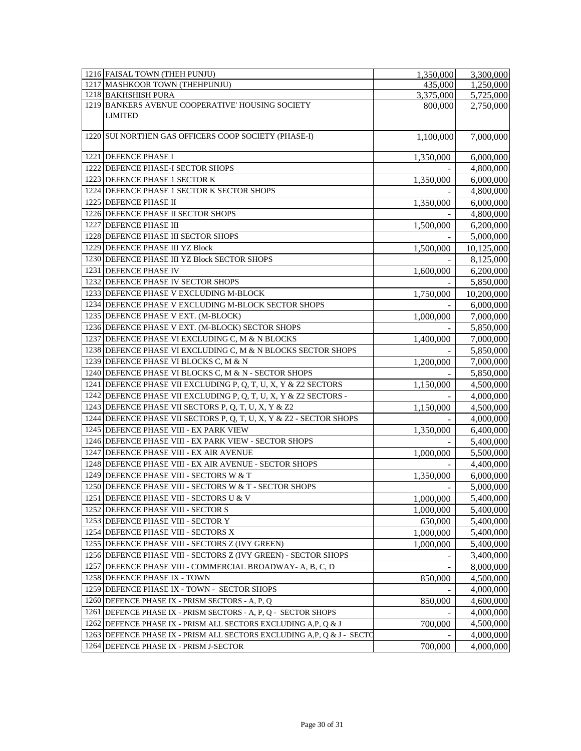| | | | |
|---|---|---|---|
| 1216 | FAISAL TOWN (THEH PUNJU) | 1,350,000 | 3,300,000 |
| 1217 | MASHKOOR TOWN (THEHPUNJU) | 435,000 | 1,250,000 |
| 1218 | BAKHSHISH PURA | 3,375,000 | 5,725,000 |
| 1219 | BANKERS AVENUE COOPERATIVE' HOUSING SOCIETY LIMITED | 800,000 | 2,750,000 |
| 1220 | SUI NORTHEN GAS OFFICERS COOP SOCIETY (PHASE-I) | 1,100,000 | 7,000,000 |
| 1221 | DEFENCE PHASE I | 1,350,000 | 6,000,000 |
| 1222 | DEFENCE PHASE-I SECTOR SHOPS | - | 4,800,000 |
| 1223 | DEFENCE PHASE 1 SECTOR K | 1,350,000 | 6,000,000 |
| 1224 | DEFENCE PHASE 1 SECTOR K SECTOR SHOPS | - | 4,800,000 |
| 1225 | DEFENCE PHASE II | 1,350,000 | 6,000,000 |
| 1226 | DEFENCE PHASE II SECTOR SHOPS | - | 4,800,000 |
| 1227 | DEFENCE PHASE III | 1,500,000 | 6,200,000 |
| 1228 | DEFENCE PHASE III SECTOR SHOPS | - | 5,000,000 |
| 1229 | DEFENCE PHASE III YZ Block | 1,500,000 | 10,125,000 |
| 1230 | DEFENCE PHASE III YZ Block SECTOR SHOPS | - | 8,125,000 |
| 1231 | DEFENCE PHASE IV | 1,600,000 | 6,200,000 |
| 1232 | DEFENCE PHASE IV SECTOR SHOPS | - | 5,850,000 |
| 1233 | DEFENCE PHASE V EXCLUDING M-BLOCK | 1,750,000 | 10,200,000 |
| 1234 | DEFENCE PHASE V EXCLUDING M-BLOCK SECTOR SHOPS | - | 6,000,000 |
| 1235 | DEFENCE PHASE V EXT. (M-BLOCK) | 1,000,000 | 7,000,000 |
| 1236 | DEFENCE PHASE V EXT. (M-BLOCK) SECTOR SHOPS | - | 5,850,000 |
| 1237 | DEFENCE PHASE VI EXCLUDING C, M & N BLOCKS | 1,400,000 | 7,000,000 |
| 1238 | DEFENCE PHASE VI EXCLUDING C, M & N BLOCKS SECTOR SHOPS | - | 5,850,000 |
| 1239 | DEFENCE PHASE VI BLOCKS C, M & N | 1,200,000 | 7,000,000 |
| 1240 | DEFENCE PHASE VI BLOCKS C, M & N - SECTOR SHOPS | - | 5,850,000 |
| 1241 | DEFENCE PHASE VII EXCLUDING P, Q, T, U, X, Y & Z2 SECTORS | 1,150,000 | 4,500,000 |
| 1242 | DEFENCE PHASE VII EXCLUDING P, Q, T, U, X, Y & Z2 SECTORS - | - | 4,000,000 |
| 1243 | DEFENCE PHASE VII SECTORS P, Q, T, U, X, Y & Z2 | 1,150,000 | 4,500,000 |
| 1244 | DEFENCE PHASE VII SECTORS P, Q, T, U, X, Y & Z2 - SECTOR SHOPS | - | 4,000,000 |
| 1245 | DEFENCE PHASE VIII - EX PARK VIEW | 1,350,000 | 6,400,000 |
| 1246 | DEFENCE PHASE VIII - EX PARK VIEW - SECTOR SHOPS | - | 5,400,000 |
| 1247 | DEFENCE PHASE VIII - EX AIR AVENUE | 1,000,000 | 5,500,000 |
| 1248 | DEFENCE PHASE VIII - EX AIR AVENUE - SECTOR SHOPS | - | 4,400,000 |
| 1249 | DEFENCE PHASE VIII - SECTORS W & T | 1,350,000 | 6,000,000 |
| 1250 | DEFENCE PHASE VIII - SECTORS W & T - SECTOR SHOPS | - | 5,000,000 |
| 1251 | DEFENCE PHASE VIII - SECTORS U & V | 1,000,000 | 5,400,000 |
| 1252 | DEFENCE PHASE VIII - SECTOR S | 1,000,000 | 5,400,000 |
| 1253 | DEFENCE PHASE VIII - SECTOR Y | 650,000 | 5,400,000 |
| 1254 | DEFENCE PHASE VIII - SECTORS X | 1,000,000 | 5,400,000 |
| 1255 | DEFENCE PHASE VIII - SECTORS Z (IVY GREEN) | 1,000,000 | 5,400,000 |
| 1256 | DEFENCE PHASE VIII - SECTORS Z (IVY GREEN) - SECTOR SHOPS | - | 3,400,000 |
| 1257 | DEFENCE PHASE VIII - COMMERCIAL BROADWAY- A, B, C, D | - | 8,000,000 |
| 1258 | DEFENCE PHASE IX - TOWN | 850,000 | 4,500,000 |
| 1259 | DEFENCE PHASE IX - TOWN - SECTOR SHOPS | - | 4,000,000 |
| 1260 | DEFENCE PHASE IX - PRISM SECTORS - A, P, Q | 850,000 | 4,600,000 |
| 1261 | DEFENCE PHASE IX - PRISM SECTORS - A, P, Q - SECTOR SHOPS | - | 4,000,000 |
| 1262 | DEFENCE PHASE IX - PRISM ALL SECTORS EXCLUDING A,P, Q & J | 700,000 | 4,500,000 |
| 1263 | DEFENCE PHASE IX - PRISM ALL SECTORS EXCLUDING A,P, Q & J - SECTO | - | 4,000,000 |
| 1264 | DEFENCE PHASE IX - PRISM J-SECTOR | 700,000 | 4,000,000 |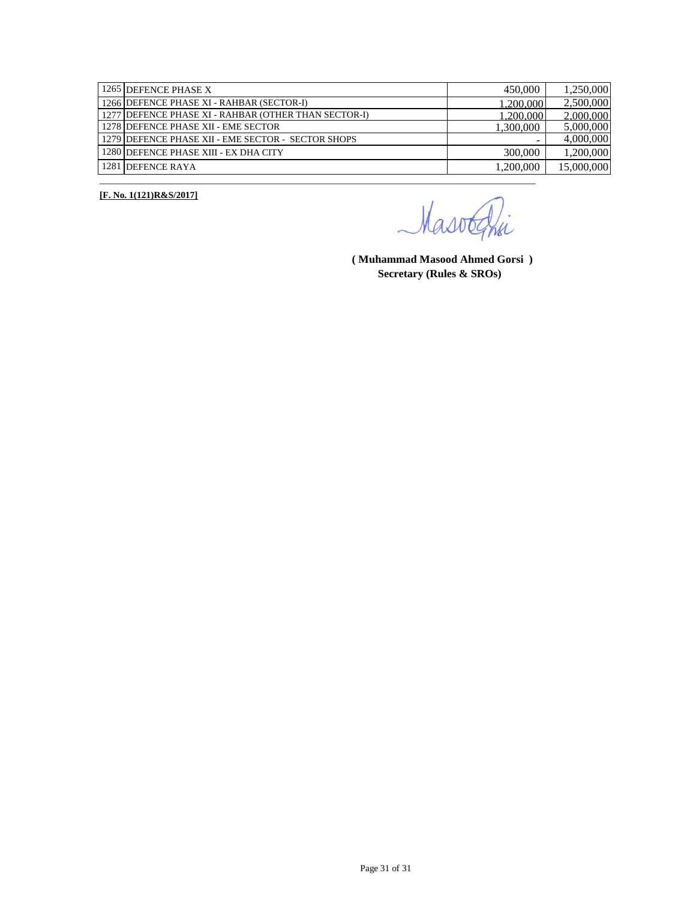| | | | |
|---|---|---|---|
| 1265 | DEFENCE PHASE X | 450,000 | 1,250,000 |
| 1266 | DEFENCE PHASE XI - RAHBAR (SECTOR-I) | 1,200,000 | 2,500,000 |
| 1277 | DEFENCE PHASE XI - RAHBAR (OTHER THAN SECTOR-I) | 1,200,000 | 2,000,000 |
| 1278 | DEFENCE PHASE XII - EME SECTOR | 1,300,000 | 5,000,000 |
| 1279 | DEFENCE PHASE XII - EME SECTOR - SECTOR SHOPS | - | 4,000,000 |
| 1280 | DEFENCE PHASE XIII - EX DHA CITY | 300,000 | 1,200,000 |
| 1281 | DEFENCE RAYA | 1,200,000 | 15,000,000 |

**[F. No. 1(121)R&S/2017]**

**( Muhammad Masood Ahmed Gorsi )**
**Secretary (Rules & SROs)**